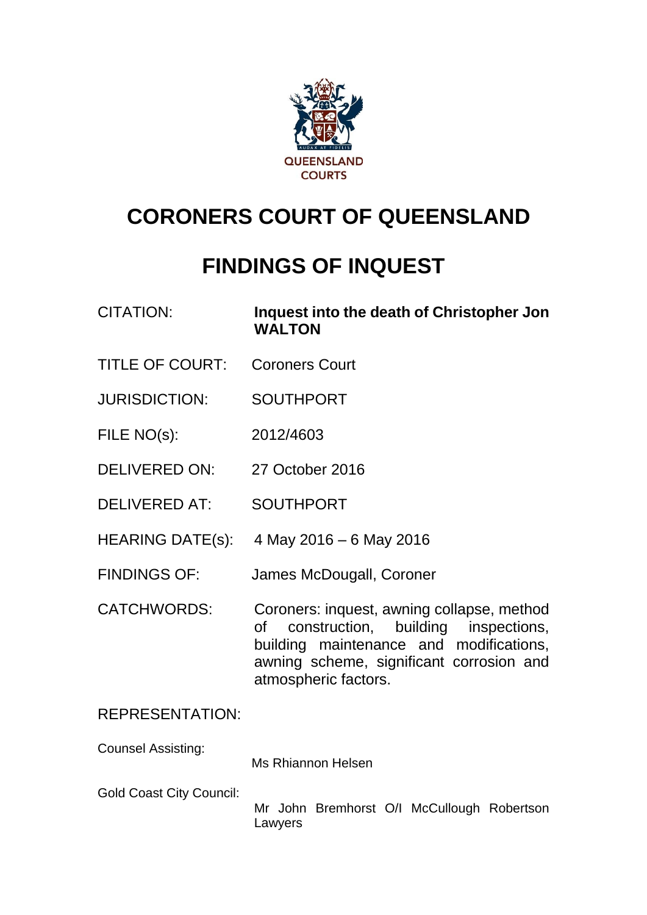QUEENSLAND COURTS

# CORONERS COURT OF QUEENSLAND

# FINDINGS OF INQUEST

| | |
|---|---|
| CITATION: | **Inquest into the death of Christopher Jon WALTON** |
| TITLE OF COURT: | Coroners Court |
| JURISDICTION: | SOUTHPORT |
| FILE NO(s): | 2012/4603 |
| DELIVERED ON: | 27 October 2016 |
| DELIVERED AT: | SOUTHPORT |
| HEARING DATE(s): | 4 May 2016 – 6 May 2016 |
| FINDINGS OF: | James McDougall, Coroner |
| CATCHWORDS: | Coroners: inquest, awning collapse, method of construction, building inspections, building maintenance and modifications, awning scheme, significant corrosion and atmospheric factors. |

REPRESENTATION:

| | |
|---|---|
| Counsel Assisting: | Ms Rhiannon Helsen |
| Gold Coast City Council: | Mr John Bremhorst O/I McCullough Robertson Lawyers |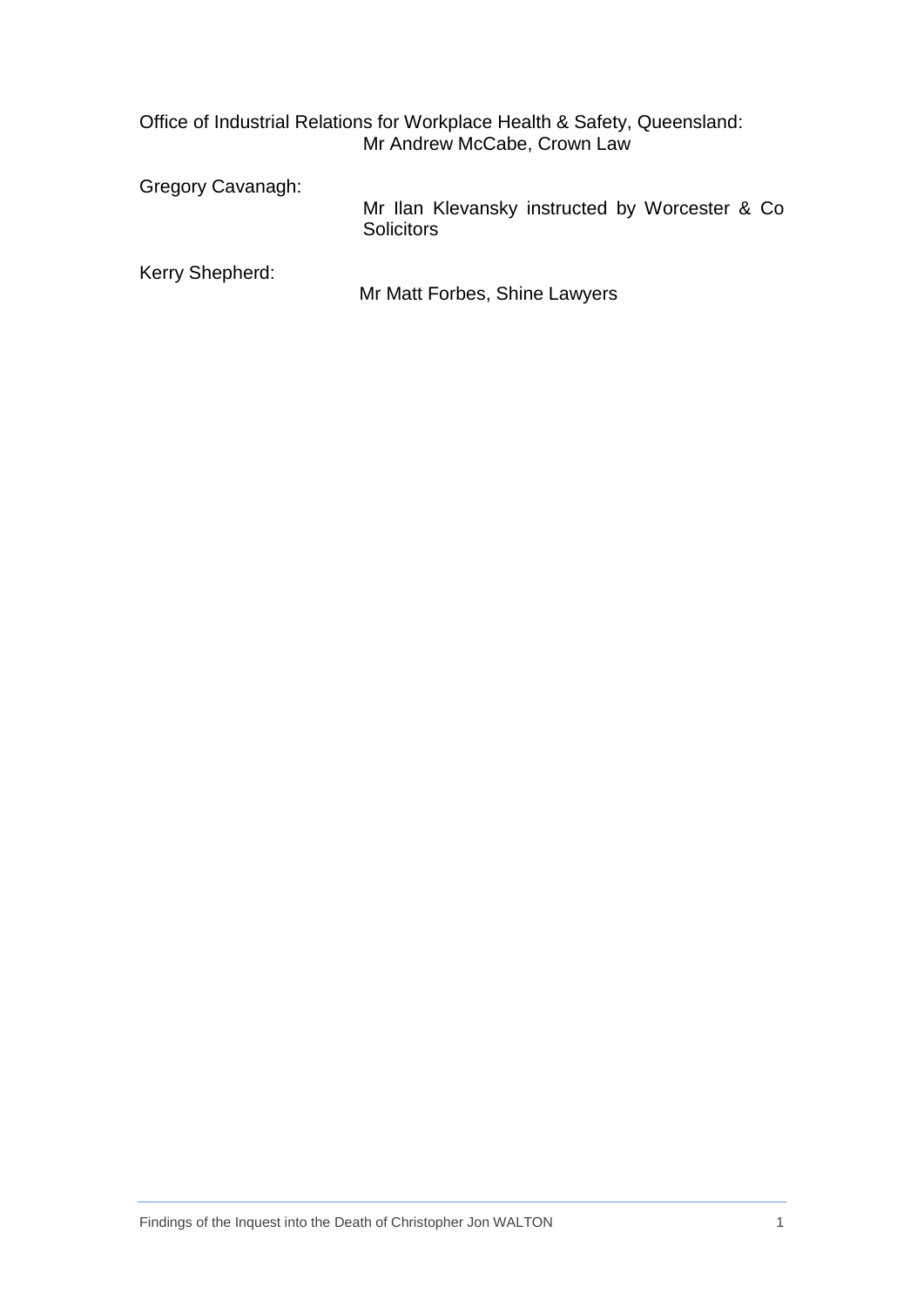Office of Industrial Relations for Workplace Health & Safety, Queensland:
Mr Andrew McCabe, Crown Law

Gregory Cavanagh:
Mr Ilan Klevansky instructed by Worcester & Co Solicitors

Kerry Shepherd:
Mr Matt Forbes, Shine Lawyers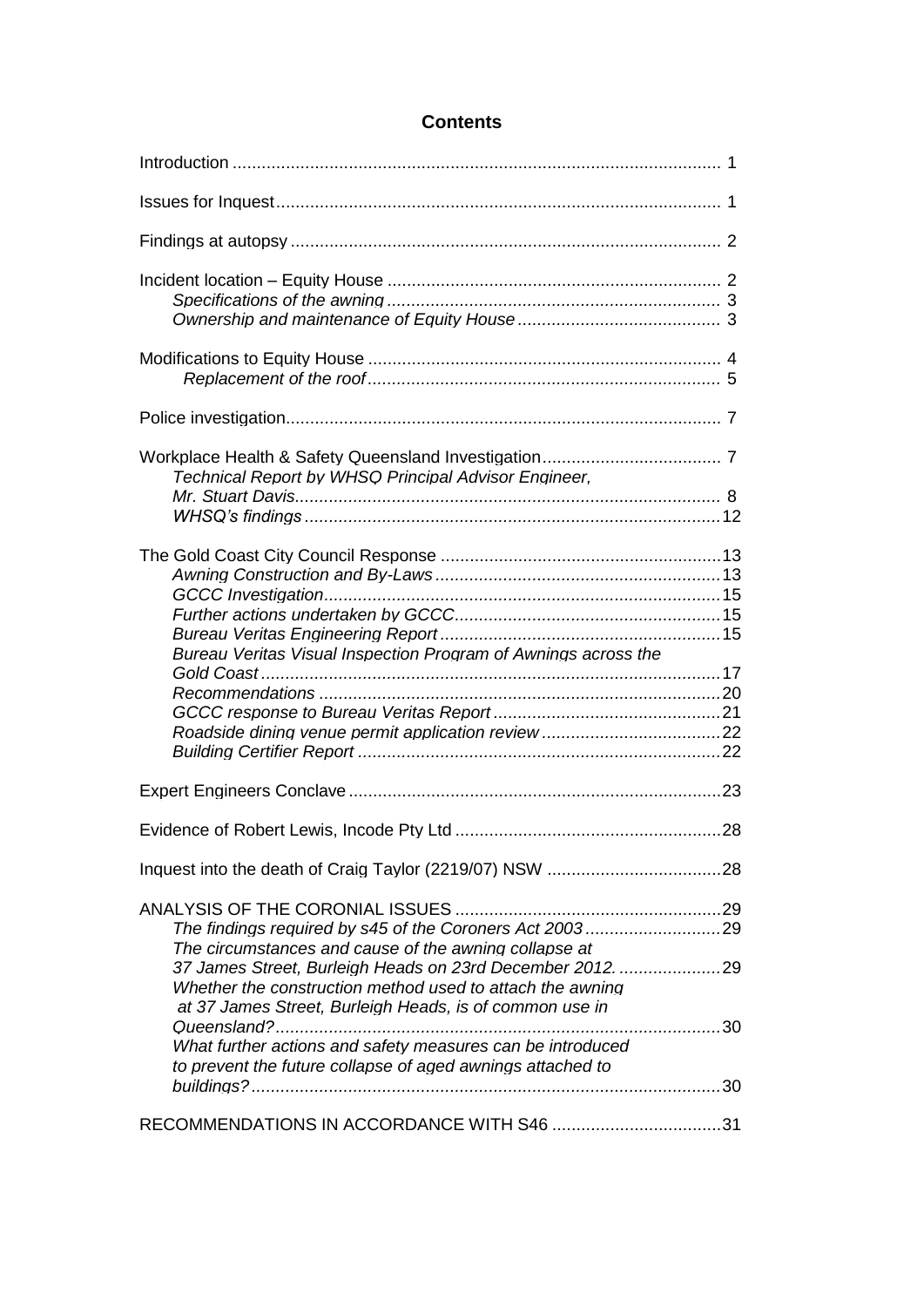## Contents

Introduction ..................................................................................................... 1

Issues for Inquest ............................................................................................ 1

Findings at autopsy ......................................................................................... 2

Incident location – Equity House ..................................................................... 2
- *Specifications of the awning* ..................................................................... 3
- *Ownership and maintenance of Equity House* .......................................... 3

Modifications to Equity House ......................................................................... 4
- *Replacement of the roof* ......................................................................... 5

Police investigation ........................................................................................... 7

Workplace Health & Safety Queensland Investigation ..................................... 7
- *Technical Report by WHSQ Principal Advisor Engineer, Mr. Stuart Davis* ........................................................................................ 8
- *WHSQ's findings* ...................................................................................... 12

The Gold Coast City Council Response ........................................................... 13
- *Awning Construction and By-Laws* ........................................................... 13
- *GCCC Investigation* .................................................................................. 15
- *Further actions undertaken by GCCC* ....................................................... 15
- *Bureau Veritas Engineering Report* .......................................................... 15
- *Bureau Veritas Visual Inspection Program of Awnings across the Gold Coast* .............................................................................................. 17
- *Recommendations* ................................................................................... 20
- *GCCC response to Bureau Veritas Report* ............................................... 21
- *Roadside dining venue permit application review* ..................................... 22
- *Building Certifier Report* ........................................................................... 22

Expert Engineers Conclave ............................................................................. 23

Evidence of Robert Lewis, Incode Pty Ltd ....................................................... 28

Inquest into the death of Craig Taylor (2219/07) NSW ..................................... 28

ANALYSIS OF THE CORONIAL ISSUES ....................................................... 29
- *The findings required by s45 of the Coroners Act 2003* ............................ 29
- *The circumstances and cause of the awning collapse at 37 James Street, Burleigh Heads on 23rd December 2012.* ..................... 29
- *Whether the construction method used to attach the awning at 37 James Street, Burleigh Heads, is of common use in Queensland?* ............................................................................................ 30
- *What further actions and safety measures can be introduced to prevent the future collapse of aged awnings attached to buildings?* ................................................................................................ 30

RECOMMENDATIONS IN ACCORDANCE WITH S46 .................................... 31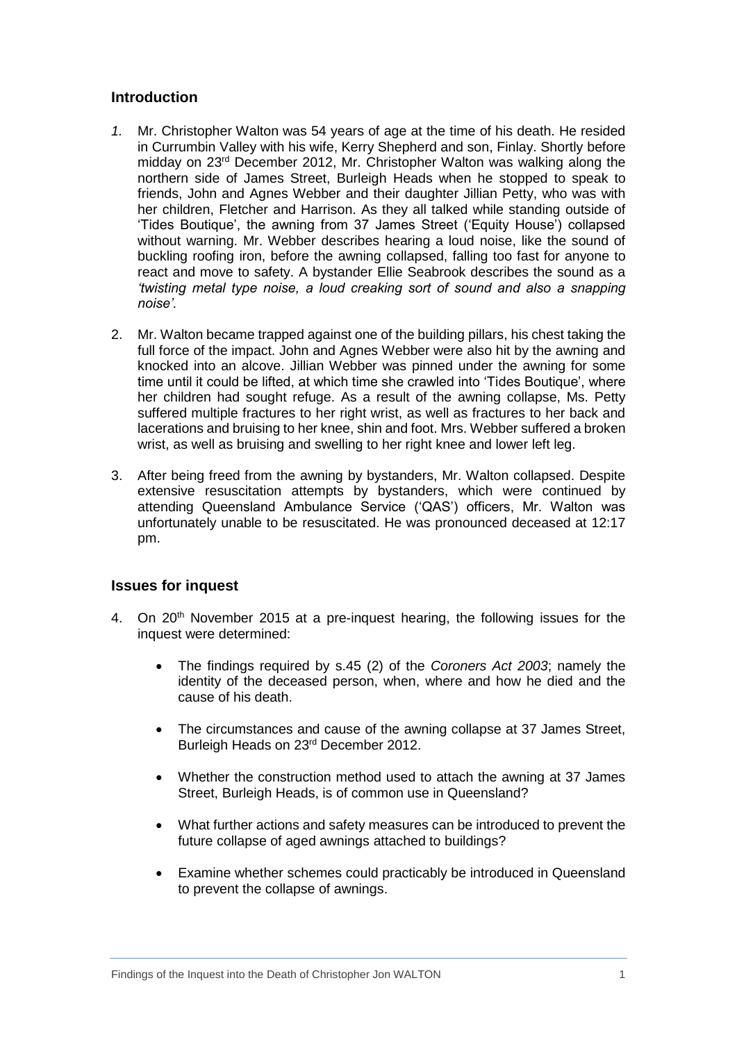## Introduction

*1.* Mr. Christopher Walton was 54 years of age at the time of his death. He resided in Currumbin Valley with his wife, Kerry Shepherd and son, Finlay. Shortly before midday on 23rd December 2012, Mr. Christopher Walton was walking along the northern side of James Street, Burleigh Heads when he stopped to speak to friends, John and Agnes Webber and their daughter Jillian Petty, who was with her children, Fletcher and Harrison. As they all talked while standing outside of 'Tides Boutique', the awning from 37 James Street ('Equity House') collapsed without warning. Mr. Webber describes hearing a loud noise, like the sound of buckling roofing iron, before the awning collapsed, falling too fast for anyone to react and move to safety. A bystander Ellie Seabrook describes the sound as a *'twisting metal type noise, a loud creaking sort of sound and also a snapping noise'*.

2. Mr. Walton became trapped against one of the building pillars, his chest taking the full force of the impact. John and Agnes Webber were also hit by the awning and knocked into an alcove. Jillian Webber was pinned under the awning for some time until it could be lifted, at which time she crawled into 'Tides Boutique', where her children had sought refuge. As a result of the awning collapse, Ms. Petty suffered multiple fractures to her right wrist, as well as fractures to her back and lacerations and bruising to her knee, shin and foot. Mrs. Webber suffered a broken wrist, as well as bruising and swelling to her right knee and lower left leg.

3. After being freed from the awning by bystanders, Mr. Walton collapsed. Despite extensive resuscitation attempts by bystanders, which were continued by attending Queensland Ambulance Service ('QAS') officers, Mr. Walton was unfortunately unable to be resuscitated. He was pronounced deceased at 12:17 pm.

## Issues for inquest

4. On 20th November 2015 at a pre-inquest hearing, the following issues for the inquest were determined:

- The findings required by s.45 (2) of the *Coroners Act 2003*; namely the identity of the deceased person, when, where and how he died and the cause of his death.
- The circumstances and cause of the awning collapse at 37 James Street, Burleigh Heads on 23rd December 2012.
- Whether the construction method used to attach the awning at 37 James Street, Burleigh Heads, is of common use in Queensland?
- What further actions and safety measures can be introduced to prevent the future collapse of aged awnings attached to buildings?
- Examine whether schemes could practicably be introduced in Queensland to prevent the collapse of awnings.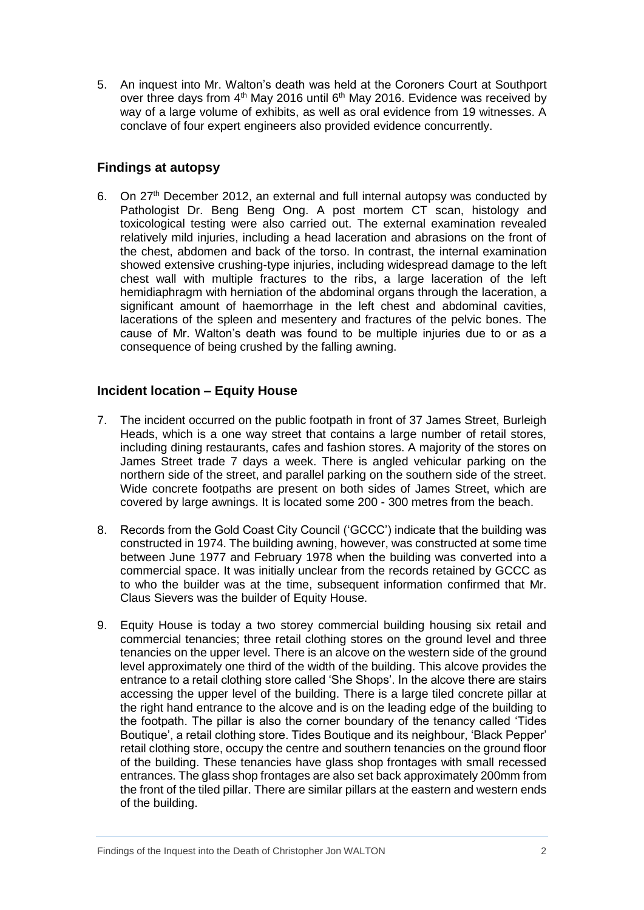5. An inquest into Mr. Walton's death was held at the Coroners Court at Southport over three days from 4th May 2016 until 6th May 2016. Evidence was received by way of a large volume of exhibits, as well as oral evidence from 19 witnesses. A conclave of four expert engineers also provided evidence concurrently.

## Findings at autopsy

6. On 27th December 2012, an external and full internal autopsy was conducted by Pathologist Dr. Beng Beng Ong. A post mortem CT scan, histology and toxicological testing were also carried out. The external examination revealed relatively mild injuries, including a head laceration and abrasions on the front of the chest, abdomen and back of the torso. In contrast, the internal examination showed extensive crushing-type injuries, including widespread damage to the left chest wall with multiple fractures to the ribs, a large laceration of the left hemidiaphragm with herniation of the abdominal organs through the laceration, a significant amount of haemorrhage in the left chest and abdominal cavities, lacerations of the spleen and mesentery and fractures of the pelvic bones. The cause of Mr. Walton's death was found to be multiple injuries due to or as a consequence of being crushed by the falling awning.

## Incident location – Equity House

7. The incident occurred on the public footpath in front of 37 James Street, Burleigh Heads, which is a one way street that contains a large number of retail stores, including dining restaurants, cafes and fashion stores. A majority of the stores on James Street trade 7 days a week. There is angled vehicular parking on the northern side of the street, and parallel parking on the southern side of the street. Wide concrete footpaths are present on both sides of James Street, which are covered by large awnings. It is located some 200 - 300 metres from the beach.

8. Records from the Gold Coast City Council ('GCCC') indicate that the building was constructed in 1974. The building awning, however, was constructed at some time between June 1977 and February 1978 when the building was converted into a commercial space. It was initially unclear from the records retained by GCCC as to who the builder was at the time, subsequent information confirmed that Mr. Claus Sievers was the builder of Equity House.

9. Equity House is today a two storey commercial building housing six retail and commercial tenancies; three retail clothing stores on the ground level and three tenancies on the upper level. There is an alcove on the western side of the ground level approximately one third of the width of the building. This alcove provides the entrance to a retail clothing store called 'She Shops'. In the alcove there are stairs accessing the upper level of the building. There is a large tiled concrete pillar at the right hand entrance to the alcove and is on the leading edge of the building to the footpath. The pillar is also the corner boundary of the tenancy called 'Tides Boutique', a retail clothing store. Tides Boutique and its neighbour, 'Black Pepper' retail clothing store, occupy the centre and southern tenancies on the ground floor of the building. These tenancies have glass shop frontages with small recessed entrances. The glass shop frontages are also set back approximately 200mm from the front of the tiled pillar. There are similar pillars at the eastern and western ends of the building.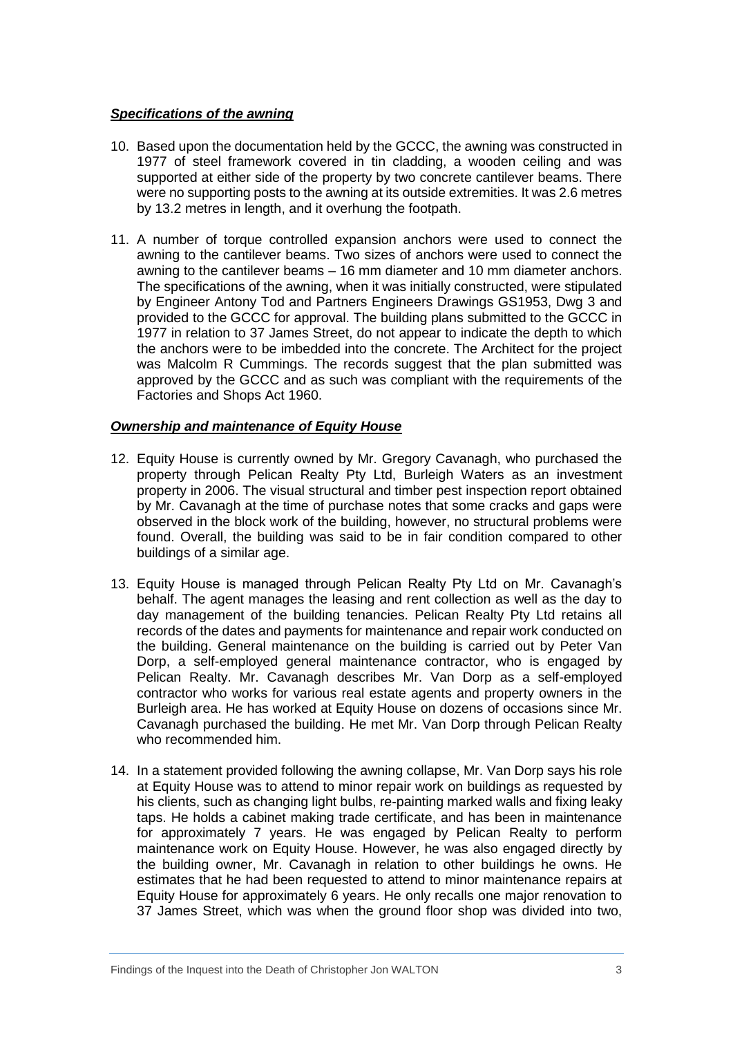***Specifications of the awning***

10. Based upon the documentation held by the GCCC, the awning was constructed in 1977 of steel framework covered in tin cladding, a wooden ceiling and was supported at either side of the property by two concrete cantilever beams. There were no supporting posts to the awning at its outside extremities. It was 2.6 metres by 13.2 metres in length, and it overhung the footpath.

11. A number of torque controlled expansion anchors were used to connect the awning to the cantilever beams. Two sizes of anchors were used to connect the awning to the cantilever beams – 16 mm diameter and 10 mm diameter anchors. The specifications of the awning, when it was initially constructed, were stipulated by Engineer Antony Tod and Partners Engineers Drawings GS1953, Dwg 3 and provided to the GCCC for approval. The building plans submitted to the GCCC in 1977 in relation to 37 James Street, do not appear to indicate the depth to which the anchors were to be imbedded into the concrete. The Architect for the project was Malcolm R Cummings. The records suggest that the plan submitted was approved by the GCCC and as such was compliant with the requirements of the Factories and Shops Act 1960.

***Ownership and maintenance of Equity House***

12. Equity House is currently owned by Mr. Gregory Cavanagh, who purchased the property through Pelican Realty Pty Ltd, Burleigh Waters as an investment property in 2006. The visual structural and timber pest inspection report obtained by Mr. Cavanagh at the time of purchase notes that some cracks and gaps were observed in the block work of the building, however, no structural problems were found. Overall, the building was said to be in fair condition compared to other buildings of a similar age.

13. Equity House is managed through Pelican Realty Pty Ltd on Mr. Cavanagh's behalf. The agent manages the leasing and rent collection as well as the day to day management of the building tenancies. Pelican Realty Pty Ltd retains all records of the dates and payments for maintenance and repair work conducted on the building. General maintenance on the building is carried out by Peter Van Dorp, a self-employed general maintenance contractor, who is engaged by Pelican Realty. Mr. Cavanagh describes Mr. Van Dorp as a self-employed contractor who works for various real estate agents and property owners in the Burleigh area. He has worked at Equity House on dozens of occasions since Mr. Cavanagh purchased the building. He met Mr. Van Dorp through Pelican Realty who recommended him.

14. In a statement provided following the awning collapse, Mr. Van Dorp says his role at Equity House was to attend to minor repair work on buildings as requested by his clients, such as changing light bulbs, re-painting marked walls and fixing leaky taps. He holds a cabinet making trade certificate, and has been in maintenance for approximately 7 years. He was engaged by Pelican Realty to perform maintenance work on Equity House. However, he was also engaged directly by the building owner, Mr. Cavanagh in relation to other buildings he owns. He estimates that he had been requested to attend to minor maintenance repairs at Equity House for approximately 6 years. He only recalls one major renovation to 37 James Street, which was when the ground floor shop was divided into two,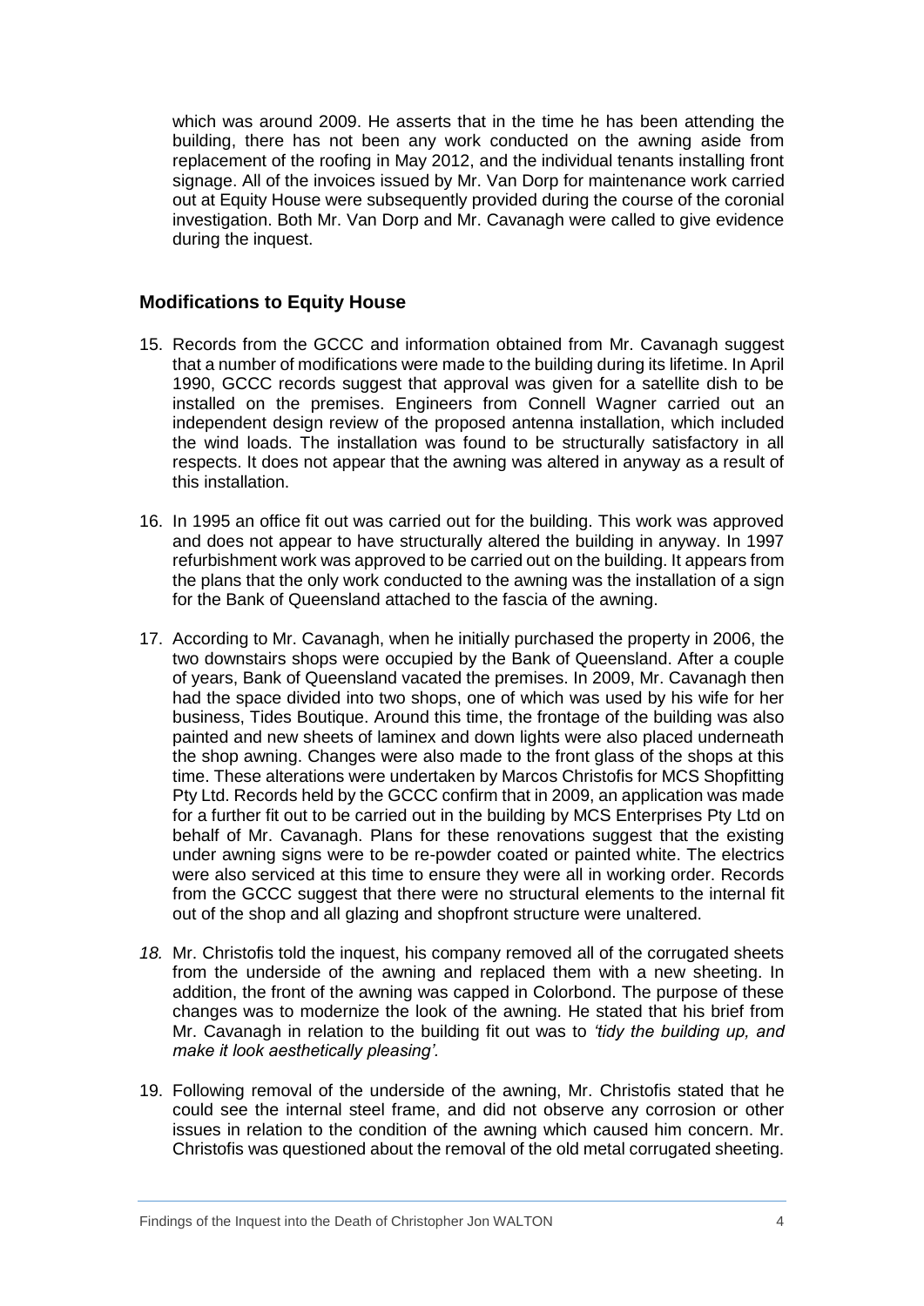which was around 2009. He asserts that in the time he has been attending the building, there has not been any work conducted on the awning aside from replacement of the roofing in May 2012, and the individual tenants installing front signage. All of the invoices issued by Mr. Van Dorp for maintenance work carried out at Equity House were subsequently provided during the course of the coronial investigation. Both Mr. Van Dorp and Mr. Cavanagh were called to give evidence during the inquest.

## Modifications to Equity House

15. Records from the GCCC and information obtained from Mr. Cavanagh suggest that a number of modifications were made to the building during its lifetime. In April 1990, GCCC records suggest that approval was given for a satellite dish to be installed on the premises. Engineers from Connell Wagner carried out an independent design review of the proposed antenna installation, which included the wind loads. The installation was found to be structurally satisfactory in all respects. It does not appear that the awning was altered in anyway as a result of this installation.

16. In 1995 an office fit out was carried out for the building. This work was approved and does not appear to have structurally altered the building in anyway. In 1997 refurbishment work was approved to be carried out on the building. It appears from the plans that the only work conducted to the awning was the installation of a sign for the Bank of Queensland attached to the fascia of the awning.

17. According to Mr. Cavanagh, when he initially purchased the property in 2006, the two downstairs shops were occupied by the Bank of Queensland. After a couple of years, Bank of Queensland vacated the premises. In 2009, Mr. Cavanagh then had the space divided into two shops, one of which was used by his wife for her business, Tides Boutique. Around this time, the frontage of the building was also painted and new sheets of laminex and down lights were also placed underneath the shop awning. Changes were also made to the front glass of the shops at this time. These alterations were undertaken by Marcos Christofis for MCS Shopfitting Pty Ltd. Records held by the GCCC confirm that in 2009, an application was made for a further fit out to be carried out in the building by MCS Enterprises Pty Ltd on behalf of Mr. Cavanagh. Plans for these renovations suggest that the existing under awning signs were to be re-powder coated or painted white. The electrics were also serviced at this time to ensure they were all in working order. Records from the GCCC suggest that there were no structural elements to the internal fit out of the shop and all glazing and shopfront structure were unaltered.

*18.* Mr. Christofis told the inquest, his company removed all of the corrugated sheets from the underside of the awning and replaced them with a new sheeting. In addition, the front of the awning was capped in Colorbond. The purpose of these changes was to modernize the look of the awning. He stated that his brief from Mr. Cavanagh in relation to the building fit out was to *'tidy the building up, and make it look aesthetically pleasing'*.

19. Following removal of the underside of the awning, Mr. Christofis stated that he could see the internal steel frame, and did not observe any corrosion or other issues in relation to the condition of the awning which caused him concern. Mr. Christofis was questioned about the removal of the old metal corrugated sheeting.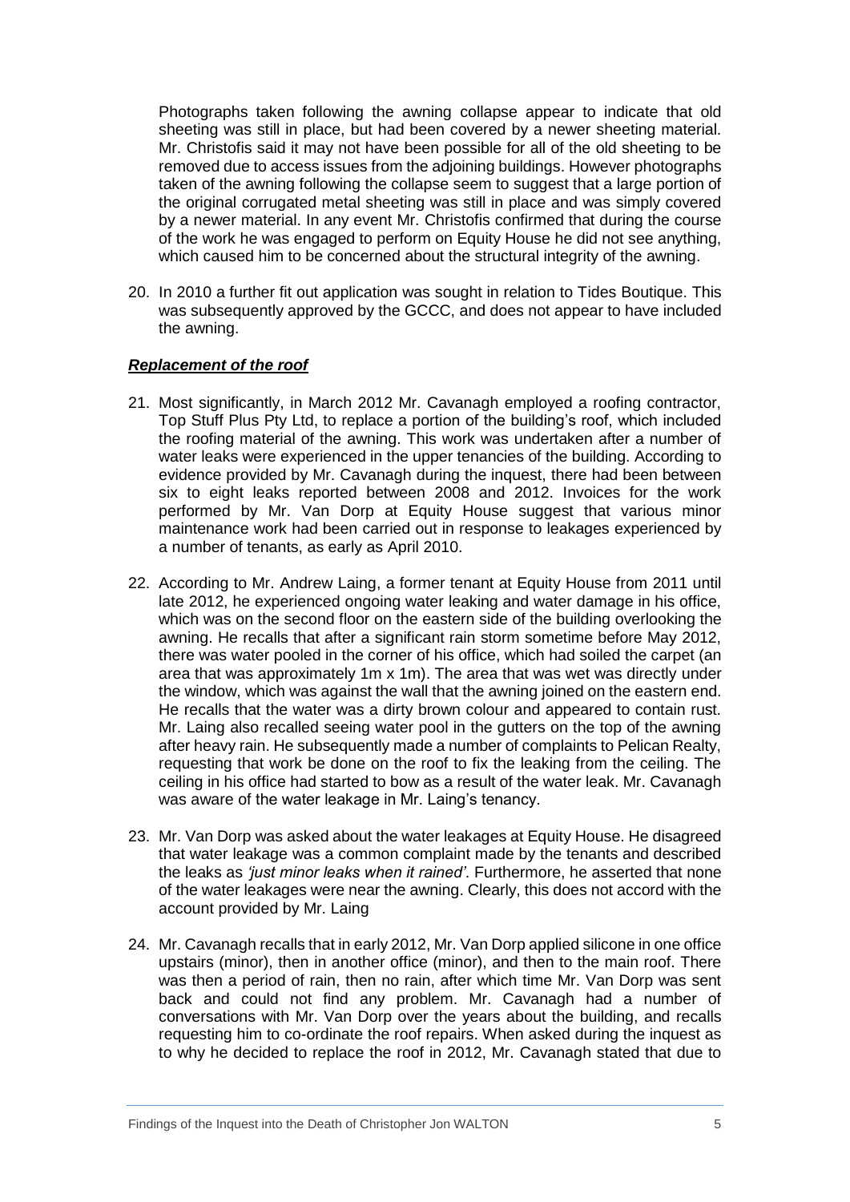Photographs taken following the awning collapse appear to indicate that old sheeting was still in place, but had been covered by a newer sheeting material. Mr. Christofis said it may not have been possible for all of the old sheeting to be removed due to access issues from the adjoining buildings. However photographs taken of the awning following the collapse seem to suggest that a large portion of the original corrugated metal sheeting was still in place and was simply covered by a newer material. In any event Mr. Christofis confirmed that during the course of the work he was engaged to perform on Equity House he did not see anything, which caused him to be concerned about the structural integrity of the awning.

20. In 2010 a further fit out application was sought in relation to Tides Boutique. This was subsequently approved by the GCCC, and does not appear to have included the awning.

***Replacement of the roof***

21. Most significantly, in March 2012 Mr. Cavanagh employed a roofing contractor, Top Stuff Plus Pty Ltd, to replace a portion of the building's roof, which included the roofing material of the awning. This work was undertaken after a number of water leaks were experienced in the upper tenancies of the building. According to evidence provided by Mr. Cavanagh during the inquest, there had been between six to eight leaks reported between 2008 and 2012. Invoices for the work performed by Mr. Van Dorp at Equity House suggest that various minor maintenance work had been carried out in response to leakages experienced by a number of tenants, as early as April 2010.

22. According to Mr. Andrew Laing, a former tenant at Equity House from 2011 until late 2012, he experienced ongoing water leaking and water damage in his office, which was on the second floor on the eastern side of the building overlooking the awning. He recalls that after a significant rain storm sometime before May 2012, there was water pooled in the corner of his office, which had soiled the carpet (an area that was approximately 1m x 1m). The area that was wet was directly under the window, which was against the wall that the awning joined on the eastern end. He recalls that the water was a dirty brown colour and appeared to contain rust. Mr. Laing also recalled seeing water pool in the gutters on the top of the awning after heavy rain. He subsequently made a number of complaints to Pelican Realty, requesting that work be done on the roof to fix the leaking from the ceiling. The ceiling in his office had started to bow as a result of the water leak. Mr. Cavanagh was aware of the water leakage in Mr. Laing's tenancy.

23. Mr. Van Dorp was asked about the water leakages at Equity House. He disagreed that water leakage was a common complaint made by the tenants and described the leaks as *'just minor leaks when it rained'*. Furthermore, he asserted that none of the water leakages were near the awning. Clearly, this does not accord with the account provided by Mr. Laing

24. Mr. Cavanagh recalls that in early 2012, Mr. Van Dorp applied silicone in one office upstairs (minor), then in another office (minor), and then to the main roof. There was then a period of rain, then no rain, after which time Mr. Van Dorp was sent back and could not find any problem. Mr. Cavanagh had a number of conversations with Mr. Van Dorp over the years about the building, and recalls requesting him to co-ordinate the roof repairs. When asked during the inquest as to why he decided to replace the roof in 2012, Mr. Cavanagh stated that due to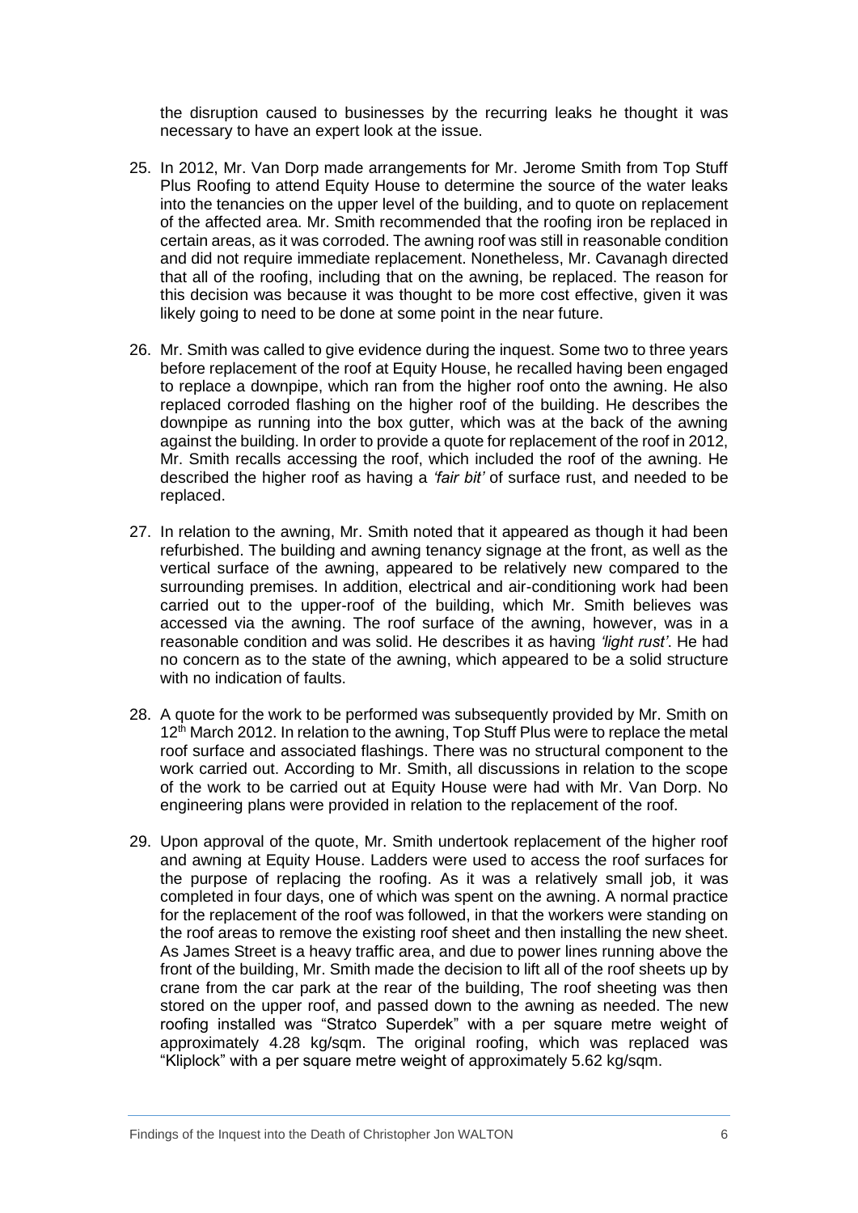the disruption caused to businesses by the recurring leaks he thought it was necessary to have an expert look at the issue.

25. In 2012, Mr. Van Dorp made arrangements for Mr. Jerome Smith from Top Stuff Plus Roofing to attend Equity House to determine the source of the water leaks into the tenancies on the upper level of the building, and to quote on replacement of the affected area. Mr. Smith recommended that the roofing iron be replaced in certain areas, as it was corroded. The awning roof was still in reasonable condition and did not require immediate replacement. Nonetheless, Mr. Cavanagh directed that all of the roofing, including that on the awning, be replaced. The reason for this decision was because it was thought to be more cost effective, given it was likely going to need to be done at some point in the near future.

26. Mr. Smith was called to give evidence during the inquest. Some two to three years before replacement of the roof at Equity House, he recalled having been engaged to replace a downpipe, which ran from the higher roof onto the awning. He also replaced corroded flashing on the higher roof of the building. He describes the downpipe as running into the box gutter, which was at the back of the awning against the building. In order to provide a quote for replacement of the roof in 2012, Mr. Smith recalls accessing the roof, which included the roof of the awning. He described the higher roof as having a *'fair bit'* of surface rust, and needed to be replaced.

27. In relation to the awning, Mr. Smith noted that it appeared as though it had been refurbished. The building and awning tenancy signage at the front, as well as the vertical surface of the awning, appeared to be relatively new compared to the surrounding premises. In addition, electrical and air-conditioning work had been carried out to the upper-roof of the building, which Mr. Smith believes was accessed via the awning. The roof surface of the awning, however, was in a reasonable condition and was solid. He describes it as having *'light rust'*. He had no concern as to the state of the awning, which appeared to be a solid structure with no indication of faults.

28. A quote for the work to be performed was subsequently provided by Mr. Smith on 12th March 2012. In relation to the awning, Top Stuff Plus were to replace the metal roof surface and associated flashings. There was no structural component to the work carried out. According to Mr. Smith, all discussions in relation to the scope of the work to be carried out at Equity House were had with Mr. Van Dorp. No engineering plans were provided in relation to the replacement of the roof.

29. Upon approval of the quote, Mr. Smith undertook replacement of the higher roof and awning at Equity House. Ladders were used to access the roof surfaces for the purpose of replacing the roofing. As it was a relatively small job, it was completed in four days, one of which was spent on the awning. A normal practice for the replacement of the roof was followed, in that the workers were standing on the roof areas to remove the existing roof sheet and then installing the new sheet. As James Street is a heavy traffic area, and due to power lines running above the front of the building, Mr. Smith made the decision to lift all of the roof sheets up by crane from the car park at the rear of the building, The roof sheeting was then stored on the upper roof, and passed down to the awning as needed. The new roofing installed was "Stratco Superdek" with a per square metre weight of approximately 4.28 kg/sqm. The original roofing, which was replaced was "Kliplock" with a per square metre weight of approximately 5.62 kg/sqm.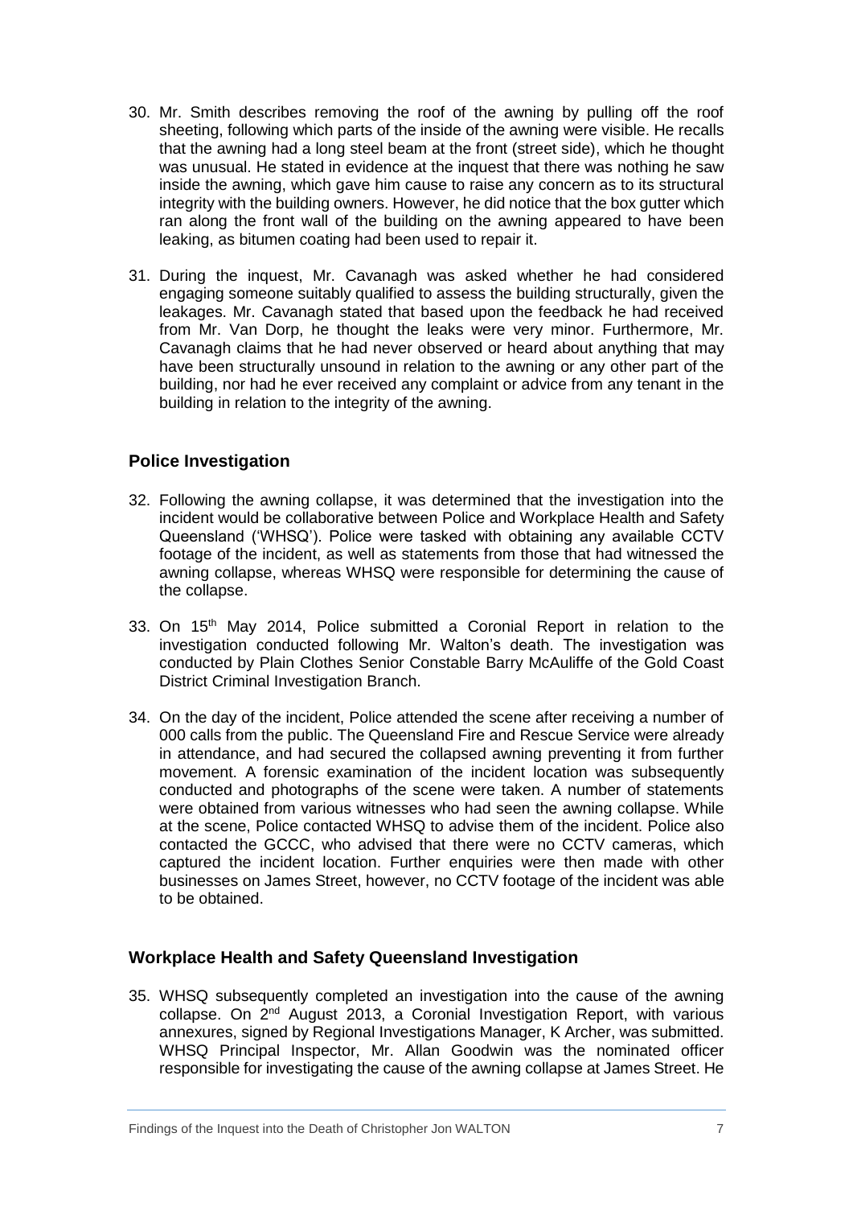30. Mr. Smith describes removing the roof of the awning by pulling off the roof sheeting, following which parts of the inside of the awning were visible. He recalls that the awning had a long steel beam at the front (street side), which he thought was unusual. He stated in evidence at the inquest that there was nothing he saw inside the awning, which gave him cause to raise any concern as to its structural integrity with the building owners. However, he did notice that the box gutter which ran along the front wall of the building on the awning appeared to have been leaking, as bitumen coating had been used to repair it.

31. During the inquest, Mr. Cavanagh was asked whether he had considered engaging someone suitably qualified to assess the building structurally, given the leakages. Mr. Cavanagh stated that based upon the feedback he had received from Mr. Van Dorp, he thought the leaks were very minor. Furthermore, Mr. Cavanagh claims that he had never observed or heard about anything that may have been structurally unsound in relation to the awning or any other part of the building, nor had he ever received any complaint or advice from any tenant in the building in relation to the integrity of the awning.

## Police Investigation

32. Following the awning collapse, it was determined that the investigation into the incident would be collaborative between Police and Workplace Health and Safety Queensland ('WHSQ'). Police were tasked with obtaining any available CCTV footage of the incident, as well as statements from those that had witnessed the awning collapse, whereas WHSQ were responsible for determining the cause of the collapse.

33. On 15th May 2014, Police submitted a Coronial Report in relation to the investigation conducted following Mr. Walton's death. The investigation was conducted by Plain Clothes Senior Constable Barry McAuliffe of the Gold Coast District Criminal Investigation Branch.

34. On the day of the incident, Police attended the scene after receiving a number of 000 calls from the public. The Queensland Fire and Rescue Service were already in attendance, and had secured the collapsed awning preventing it from further movement. A forensic examination of the incident location was subsequently conducted and photographs of the scene were taken. A number of statements were obtained from various witnesses who had seen the awning collapse. While at the scene, Police contacted WHSQ to advise them of the incident. Police also contacted the GCCC, who advised that there were no CCTV cameras, which captured the incident location. Further enquiries were then made with other businesses on James Street, however, no CCTV footage of the incident was able to be obtained.

## Workplace Health and Safety Queensland Investigation

35. WHSQ subsequently completed an investigation into the cause of the awning collapse. On 2nd August 2013, a Coronial Investigation Report, with various annexures, signed by Regional Investigations Manager, K Archer, was submitted. WHSQ Principal Inspector, Mr. Allan Goodwin was the nominated officer responsible for investigating the cause of the awning collapse at James Street. He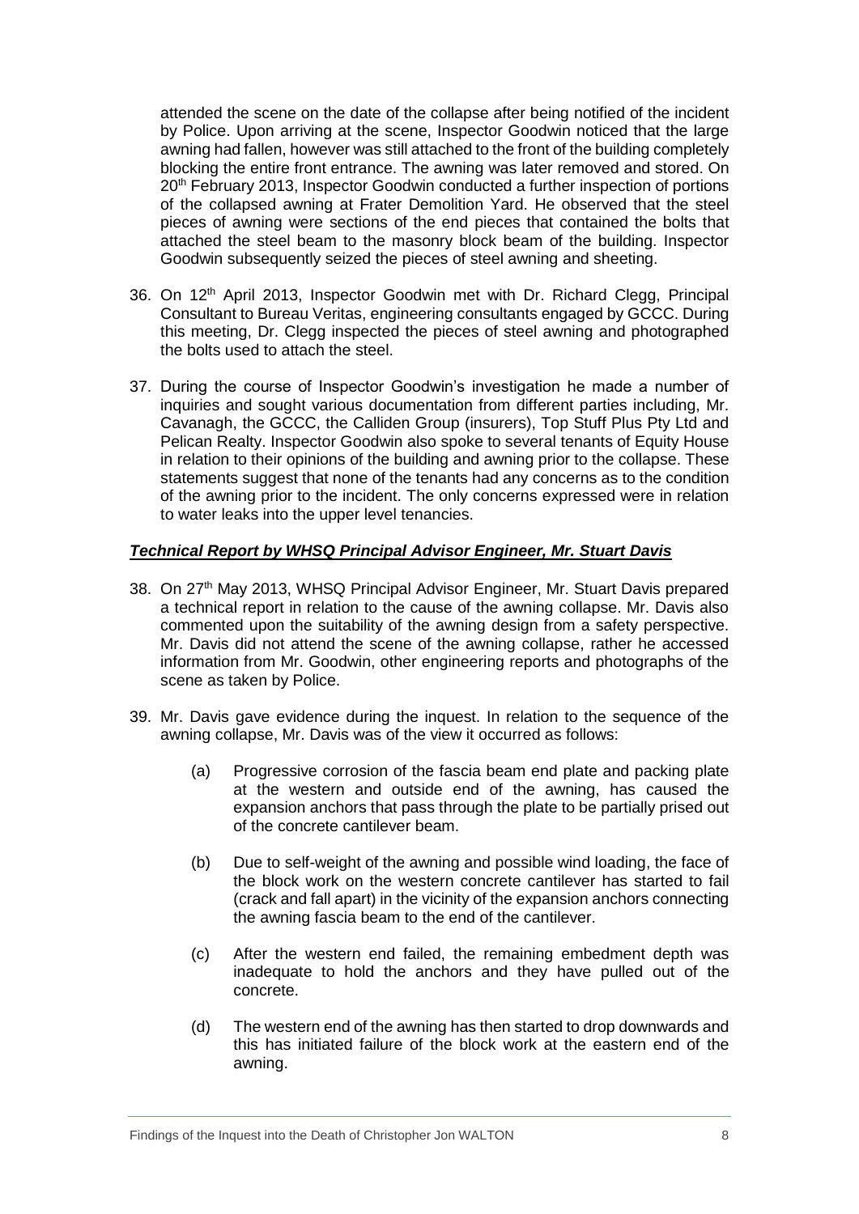attended the scene on the date of the collapse after being notified of the incident by Police. Upon arriving at the scene, Inspector Goodwin noticed that the large awning had fallen, however was still attached to the front of the building completely blocking the entire front entrance. The awning was later removed and stored. On 20th February 2013, Inspector Goodwin conducted a further inspection of portions of the collapsed awning at Frater Demolition Yard. He observed that the steel pieces of awning were sections of the end pieces that contained the bolts that attached the steel beam to the masonry block beam of the building. Inspector Goodwin subsequently seized the pieces of steel awning and sheeting.

36. On 12th April 2013, Inspector Goodwin met with Dr. Richard Clegg, Principal Consultant to Bureau Veritas, engineering consultants engaged by GCCC. During this meeting, Dr. Clegg inspected the pieces of steel awning and photographed the bolts used to attach the steel.

37. During the course of Inspector Goodwin's investigation he made a number of inquiries and sought various documentation from different parties including, Mr. Cavanagh, the GCCC, the Calliden Group (insurers), Top Stuff Plus Pty Ltd and Pelican Realty. Inspector Goodwin also spoke to several tenants of Equity House in relation to their opinions of the building and awning prior to the collapse. These statements suggest that none of the tenants had any concerns as to the condition of the awning prior to the incident. The only concerns expressed were in relation to water leaks into the upper level tenancies.

### ***Technical Report by WHSQ Principal Advisor Engineer, Mr. Stuart Davis***

38. On 27th May 2013, WHSQ Principal Advisor Engineer, Mr. Stuart Davis prepared a technical report in relation to the cause of the awning collapse. Mr. Davis also commented upon the suitability of the awning design from a safety perspective. Mr. Davis did not attend the scene of the awning collapse, rather he accessed information from Mr. Goodwin, other engineering reports and photographs of the scene as taken by Police.

39. Mr. Davis gave evidence during the inquest. In relation to the sequence of the awning collapse, Mr. Davis was of the view it occurred as follows:

    (a) Progressive corrosion of the fascia beam end plate and packing plate at the western and outside end of the awning, has caused the expansion anchors that pass through the plate to be partially prised out of the concrete cantilever beam.

    (b) Due to self-weight of the awning and possible wind loading, the face of the block work on the western concrete cantilever has started to fail (crack and fall apart) in the vicinity of the expansion anchors connecting the awning fascia beam to the end of the cantilever.

    (c) After the western end failed, the remaining embedment depth was inadequate to hold the anchors and they have pulled out of the concrete.

    (d) The western end of the awning has then started to drop downwards and this has initiated failure of the block work at the eastern end of the awning.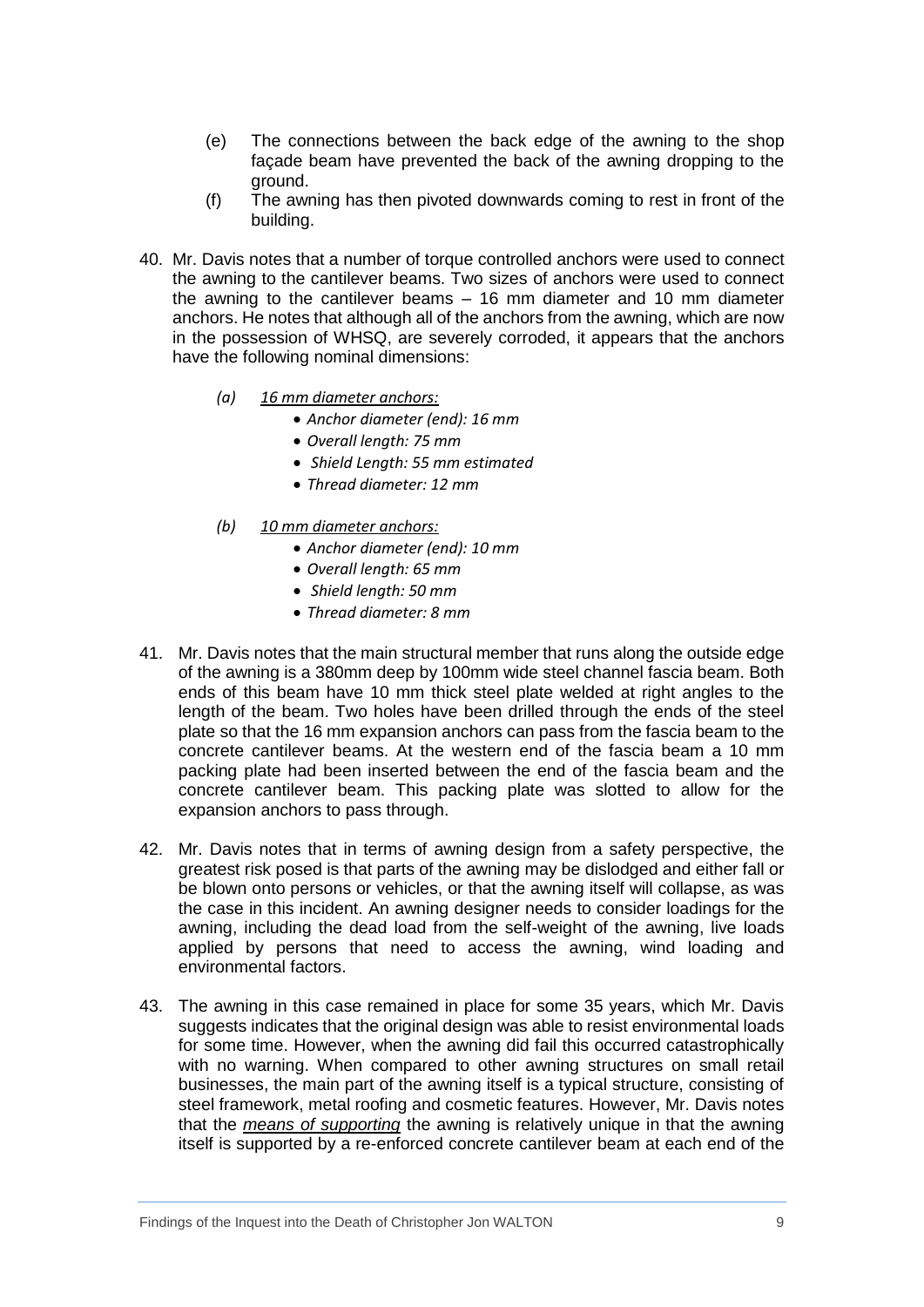(e) The connections between the back edge of the awning to the shop façade beam have prevented the back of the awning dropping to the ground.

(f) The awning has then pivoted downwards coming to rest in front of the building.

40. Mr. Davis notes that a number of torque controlled anchors were used to connect the awning to the cantilever beams. Two sizes of anchors were used to connect the awning to the cantilever beams – 16 mm diameter and 10 mm diameter anchors. He notes that although all of the anchors from the awning, which are now in the possession of WHSQ, are severely corroded, it appears that the anchors have the following nominal dimensions:

    *(a)* *<u>16 mm diameter anchors:</u>*
    - *Anchor diameter (end): 16 mm*
    - *Overall length: 75 mm*
    - *Shield Length: 55 mm estimated*
    - *Thread diameter: 12 mm*

    *(b)* *<u>10 mm diameter anchors:</u>*
    - *Anchor diameter (end): 10 mm*
    - *Overall length: 65 mm*
    - *Shield length: 50 mm*
    - *Thread diameter: 8 mm*

41. Mr. Davis notes that the main structural member that runs along the outside edge of the awning is a 380mm deep by 100mm wide steel channel fascia beam. Both ends of this beam have 10 mm thick steel plate welded at right angles to the length of the beam. Two holes have been drilled through the ends of the steel plate so that the 16 mm expansion anchors can pass from the fascia beam to the concrete cantilever beams. At the western end of the fascia beam a 10 mm packing plate had been inserted between the end of the fascia beam and the concrete cantilever beam. This packing plate was slotted to allow for the expansion anchors to pass through.

42. Mr. Davis notes that in terms of awning design from a safety perspective, the greatest risk posed is that parts of the awning may be dislodged and either fall or be blown onto persons or vehicles, or that the awning itself will collapse, as was the case in this incident. An awning designer needs to consider loadings for the awning, including the dead load from the self-weight of the awning, live loads applied by persons that need to access the awning, wind loading and environmental factors.

43. The awning in this case remained in place for some 35 years, which Mr. Davis suggests indicates that the original design was able to resist environmental loads for some time. However, when the awning did fail this occurred catastrophically with no warning. When compared to other awning structures on small retail businesses, the main part of the awning itself is a typical structure, consisting of steel framework, metal roofing and cosmetic features. However, Mr. Davis notes that the *<u>means of supporting</u>* the awning is relatively unique in that the awning itself is supported by a re-enforced concrete cantilever beam at each end of the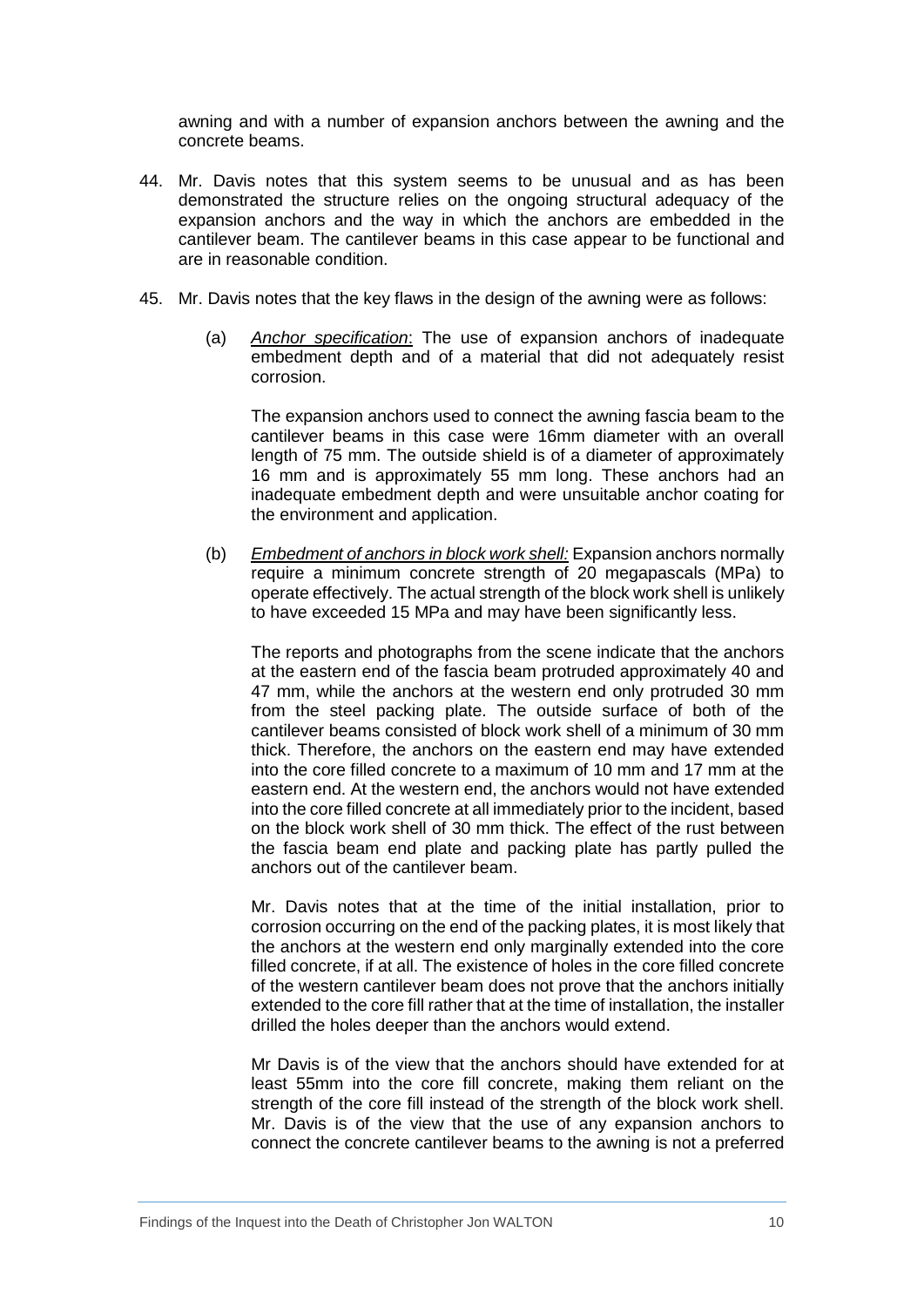awning and with a number of expansion anchors between the awning and the concrete beams.

44. Mr. Davis notes that this system seems to be unusual and as has been demonstrated the structure relies on the ongoing structural adequacy of the expansion anchors and the way in which the anchors are embedded in the cantilever beam. The cantilever beams in this case appear to be functional and are in reasonable condition.

45. Mr. Davis notes that the key flaws in the design of the awning were as follows:

    (a) *Anchor specification*: The use of expansion anchors of inadequate embedment depth and of a material that did not adequately resist corrosion.

    The expansion anchors used to connect the awning fascia beam to the cantilever beams in this case were 16mm diameter with an overall length of 75 mm. The outside shield is of a diameter of approximately 16 mm and is approximately 55 mm long. These anchors had an inadequate embedment depth and were unsuitable anchor coating for the environment and application.

    (b) *Embedment of anchors in block work shell:* Expansion anchors normally require a minimum concrete strength of 20 megapascals (MPa) to operate effectively. The actual strength of the block work shell is unlikely to have exceeded 15 MPa and may have been significantly less.

    The reports and photographs from the scene indicate that the anchors at the eastern end of the fascia beam protruded approximately 40 and 47 mm, while the anchors at the western end only protruded 30 mm from the steel packing plate. The outside surface of both of the cantilever beams consisted of block work shell of a minimum of 30 mm thick. Therefore, the anchors on the eastern end may have extended into the core filled concrete to a maximum of 10 mm and 17 mm at the eastern end. At the western end, the anchors would not have extended into the core filled concrete at all immediately prior to the incident, based on the block work shell of 30 mm thick. The effect of the rust between the fascia beam end plate and packing plate has partly pulled the anchors out of the cantilever beam.

    Mr. Davis notes that at the time of the initial installation, prior to corrosion occurring on the end of the packing plates, it is most likely that the anchors at the western end only marginally extended into the core filled concrete, if at all. The existence of holes in the core filled concrete of the western cantilever beam does not prove that the anchors initially extended to the core fill rather that at the time of installation, the installer drilled the holes deeper than the anchors would extend.

    Mr Davis is of the view that the anchors should have extended for at least 55mm into the core fill concrete, making them reliant on the strength of the core fill instead of the strength of the block work shell. Mr. Davis is of the view that the use of any expansion anchors to connect the concrete cantilever beams to the awning is not a preferred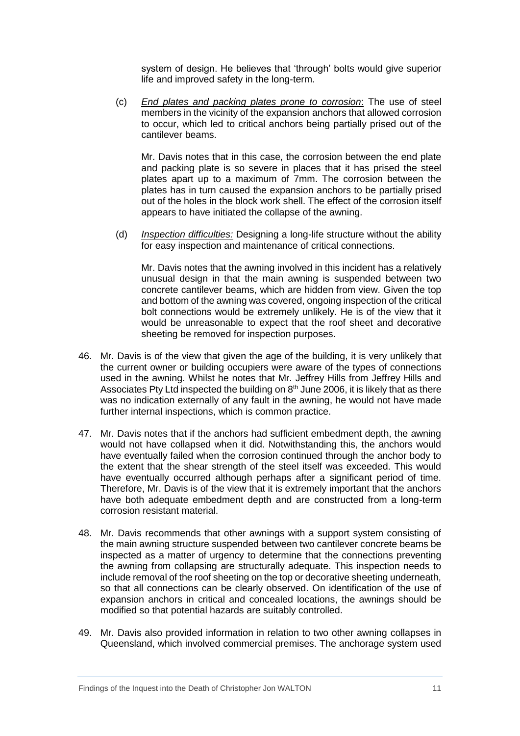system of design. He believes that 'through' bolts would give superior life and improved safety in the long-term.

(c) *End plates and packing plates prone to corrosion*: The use of steel members in the vicinity of the expansion anchors that allowed corrosion to occur, which led to critical anchors being partially prised out of the cantilever beams.

Mr. Davis notes that in this case, the corrosion between the end plate and packing plate is so severe in places that it has prised the steel plates apart up to a maximum of 7mm. The corrosion between the plates has in turn caused the expansion anchors to be partially prised out of the holes in the block work shell. The effect of the corrosion itself appears to have initiated the collapse of the awning.

(d) *Inspection difficulties:* Designing a long-life structure without the ability for easy inspection and maintenance of critical connections.

Mr. Davis notes that the awning involved in this incident has a relatively unusual design in that the main awning is suspended between two concrete cantilever beams, which are hidden from view. Given the top and bottom of the awning was covered, ongoing inspection of the critical bolt connections would be extremely unlikely. He is of the view that it would be unreasonable to expect that the roof sheet and decorative sheeting be removed for inspection purposes.

46. Mr. Davis is of the view that given the age of the building, it is very unlikely that the current owner or building occupiers were aware of the types of connections used in the awning. Whilst he notes that Mr. Jeffrey Hills from Jeffrey Hills and Associates Pty Ltd inspected the building on 8th June 2006, it is likely that as there was no indication externally of any fault in the awning, he would not have made further internal inspections, which is common practice.

47. Mr. Davis notes that if the anchors had sufficient embedment depth, the awning would not have collapsed when it did. Notwithstanding this, the anchors would have eventually failed when the corrosion continued through the anchor body to the extent that the shear strength of the steel itself was exceeded. This would have eventually occurred although perhaps after a significant period of time. Therefore, Mr. Davis is of the view that it is extremely important that the anchors have both adequate embedment depth and are constructed from a long-term corrosion resistant material.

48. Mr. Davis recommends that other awnings with a support system consisting of the main awning structure suspended between two cantilever concrete beams be inspected as a matter of urgency to determine that the connections preventing the awning from collapsing are structurally adequate. This inspection needs to include removal of the roof sheeting on the top or decorative sheeting underneath, so that all connections can be clearly observed. On identification of the use of expansion anchors in critical and concealed locations, the awnings should be modified so that potential hazards are suitably controlled.

49. Mr. Davis also provided information in relation to two other awning collapses in Queensland, which involved commercial premises. The anchorage system used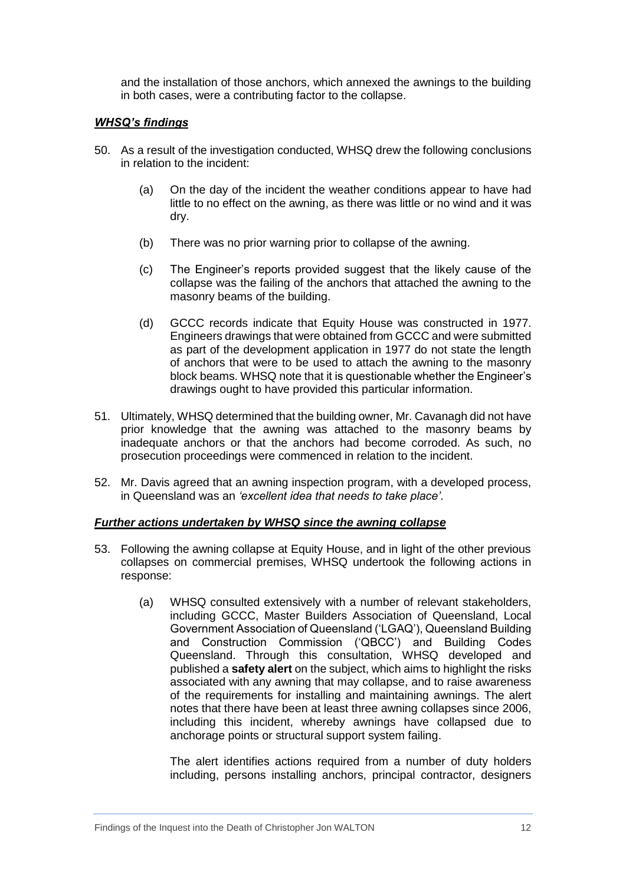and the installation of those anchors, which annexed the awnings to the building in both cases, were a contributing factor to the collapse.

### ***WHSQ's findings***

50. As a result of the investigation conducted, WHSQ drew the following conclusions in relation to the incident:

    (a) On the day of the incident the weather conditions appear to have had little to no effect on the awning, as there was little or no wind and it was dry.

    (b) There was no prior warning prior to collapse of the awning.

    (c) The Engineer's reports provided suggest that the likely cause of the collapse was the failing of the anchors that attached the awning to the masonry beams of the building.

    (d) GCCC records indicate that Equity House was constructed in 1977. Engineers drawings that were obtained from GCCC and were submitted as part of the development application in 1977 do not state the length of anchors that were to be used to attach the awning to the masonry block beams. WHSQ note that it is questionable whether the Engineer's drawings ought to have provided this particular information.

51. Ultimately, WHSQ determined that the building owner, Mr. Cavanagh did not have prior knowledge that the awning was attached to the masonry beams by inadequate anchors or that the anchors had become corroded. As such, no prosecution proceedings were commenced in relation to the incident.

52. Mr. Davis agreed that an awning inspection program, with a developed process, in Queensland was an *'excellent idea that needs to take place'*.

### ***Further actions undertaken by WHSQ since the awning collapse***

53. Following the awning collapse at Equity House, and in light of the other previous collapses on commercial premises, WHSQ undertook the following actions in response:

    (a) WHSQ consulted extensively with a number of relevant stakeholders, including GCCC, Master Builders Association of Queensland, Local Government Association of Queensland ('LGAQ'), Queensland Building and Construction Commission ('QBCC') and Building Codes Queensland. Through this consultation, WHSQ developed and published a **safety alert** on the subject, which aims to highlight the risks associated with any awning that may collapse, and to raise awareness of the requirements for installing and maintaining awnings. The alert notes that there have been at least three awning collapses since 2006, including this incident, whereby awnings have collapsed due to anchorage points or structural support system failing.

    The alert identifies actions required from a number of duty holders including, persons installing anchors, principal contractor, designers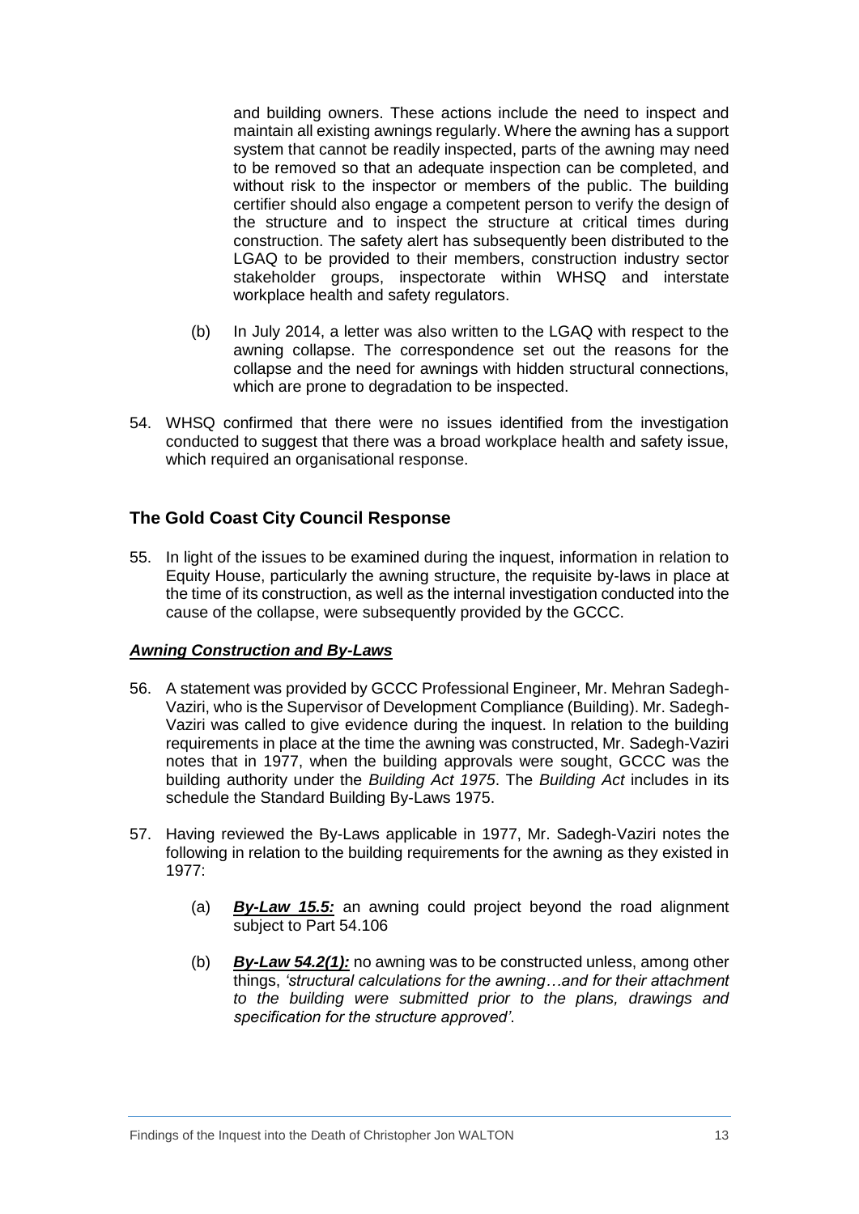and building owners. These actions include the need to inspect and maintain all existing awnings regularly. Where the awning has a support system that cannot be readily inspected, parts of the awning may need to be removed so that an adequate inspection can be completed, and without risk to the inspector or members of the public. The building certifier should also engage a competent person to verify the design of the structure and to inspect the structure at critical times during construction. The safety alert has subsequently been distributed to the LGAQ to be provided to their members, construction industry sector stakeholder groups, inspectorate within WHSQ and interstate workplace health and safety regulators.

(b) In July 2014, a letter was also written to the LGAQ with respect to the awning collapse. The correspondence set out the reasons for the collapse and the need for awnings with hidden structural connections, which are prone to degradation to be inspected.

54. WHSQ confirmed that there were no issues identified from the investigation conducted to suggest that there was a broad workplace health and safety issue, which required an organisational response.

## The Gold Coast City Council Response

55. In light of the issues to be examined during the inquest, information in relation to Equity House, particularly the awning structure, the requisite by-laws in place at the time of its construction, as well as the internal investigation conducted into the cause of the collapse, were subsequently provided by the GCCC.

### ***Awning Construction and By-Laws***

56. A statement was provided by GCCC Professional Engineer, Mr. Mehran Sadegh-Vaziri, who is the Supervisor of Development Compliance (Building). Mr. Sadegh-Vaziri was called to give evidence during the inquest. In relation to the building requirements in place at the time the awning was constructed, Mr. Sadegh-Vaziri notes that in 1977, when the building approvals were sought, GCCC was the building authority under the *Building Act 1975*. The *Building Act* includes in its schedule the Standard Building By-Laws 1975.

57. Having reviewed the By-Laws applicable in 1977, Mr. Sadegh-Vaziri notes the following in relation to the building requirements for the awning as they existed in 1977:

(a) ***By-Law 15.5:*** an awning could project beyond the road alignment subject to Part 54.106

(b) ***By-Law 54.2(1):*** no awning was to be constructed unless, among other things, *'structural calculations for the awning…and for their attachment to the building were submitted prior to the plans, drawings and specification for the structure approved'*.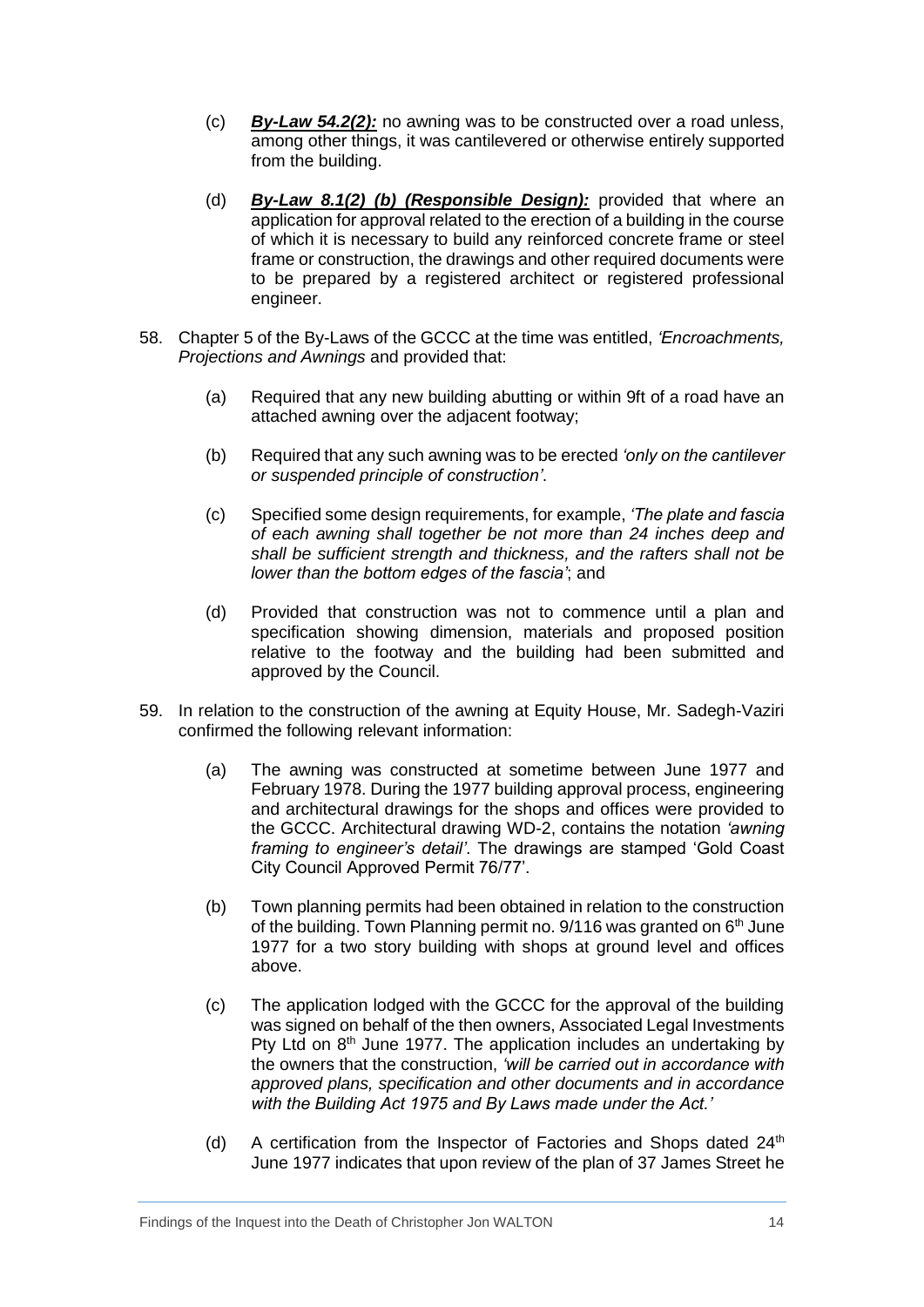(c) ***By-Law 54.2(2):*** no awning was to be constructed over a road unless, among other things, it was cantilevered or otherwise entirely supported from the building.

(d) ***By-Law 8.1(2) (b) (Responsible Design):*** provided that where an application for approval related to the erection of a building in the course of which it is necessary to build any reinforced concrete frame or steel frame or construction, the drawings and other required documents were to be prepared by a registered architect or registered professional engineer.

58. Chapter 5 of the By-Laws of the GCCC at the time was entitled, *'Encroachments, Projections and Awnings* and provided that:

    (a) Required that any new building abutting or within 9ft of a road have an attached awning over the adjacent footway;

    (b) Required that any such awning was to be erected *'only on the cantilever or suspended principle of construction'*.

    (c) Specified some design requirements, for example, *'The plate and fascia of each awning shall together be not more than 24 inches deep and shall be sufficient strength and thickness, and the rafters shall not be lower than the bottom edges of the fascia'*; and

    (d) Provided that construction was not to commence until a plan and specification showing dimension, materials and proposed position relative to the footway and the building had been submitted and approved by the Council.

59. In relation to the construction of the awning at Equity House, Mr. Sadegh-Vaziri confirmed the following relevant information:

    (a) The awning was constructed at sometime between June 1977 and February 1978. During the 1977 building approval process, engineering and architectural drawings for the shops and offices were provided to the GCCC. Architectural drawing WD-2, contains the notation *'awning framing to engineer's detail'*. The drawings are stamped 'Gold Coast City Council Approved Permit 76/77'.

    (b) Town planning permits had been obtained in relation to the construction of the building. Town Planning permit no. 9/116 was granted on 6th June 1977 for a two story building with shops at ground level and offices above.

    (c) The application lodged with the GCCC for the approval of the building was signed on behalf of the then owners, Associated Legal Investments Pty Ltd on 8th June 1977. The application includes an undertaking by the owners that the construction, *'will be carried out in accordance with approved plans, specification and other documents and in accordance with the Building Act 1975 and By Laws made under the Act.'*

    (d) A certification from the Inspector of Factories and Shops dated 24th June 1977 indicates that upon review of the plan of 37 James Street he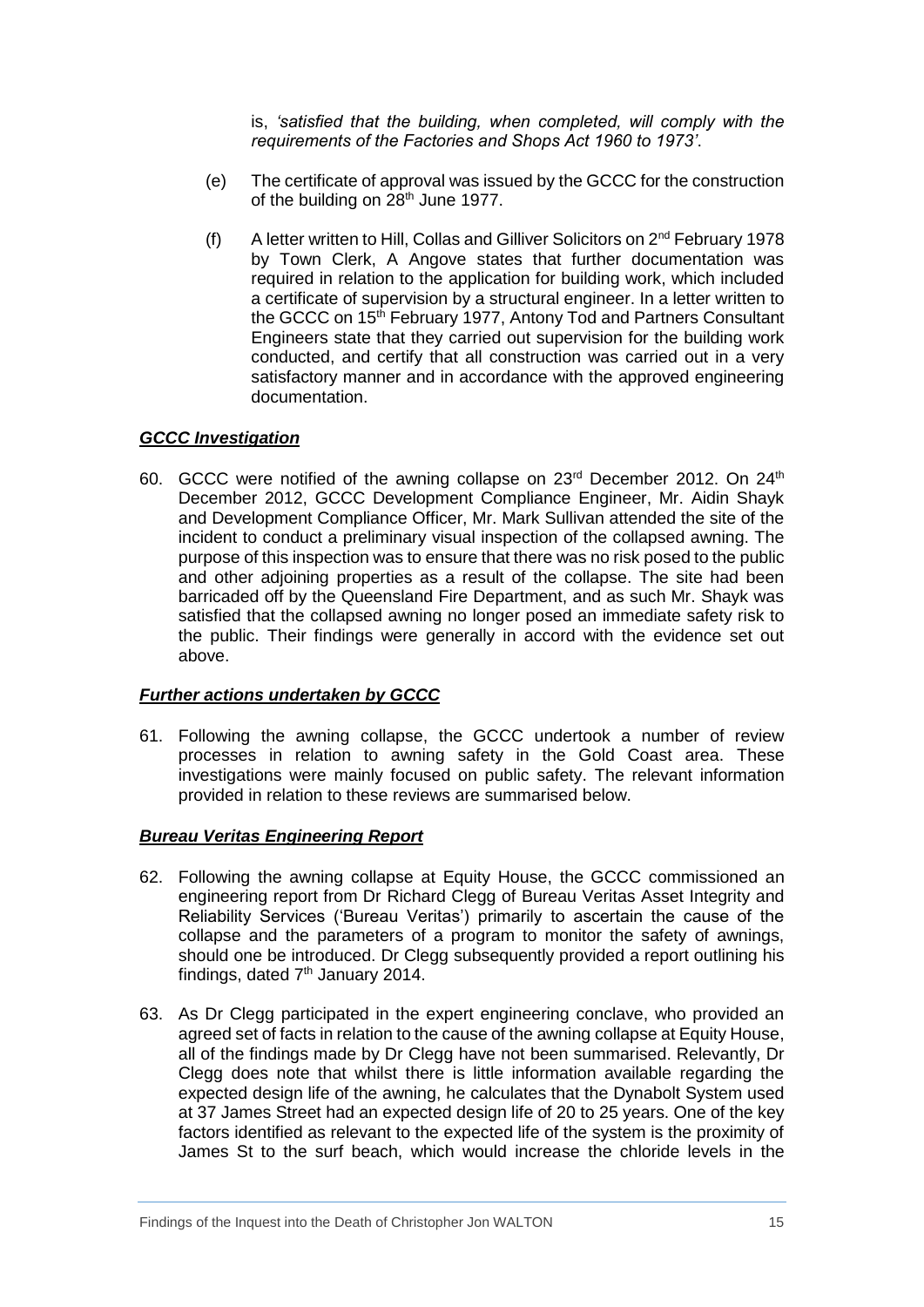is, *'satisfied that the building, when completed, will comply with the requirements of the Factories and Shops Act 1960 to 1973'*.

(e) The certificate of approval was issued by the GCCC for the construction of the building on 28th June 1977.

(f) A letter written to Hill, Collas and Gilliver Solicitors on 2nd February 1978 by Town Clerk, A Angove states that further documentation was required in relation to the application for building work, which included a certificate of supervision by a structural engineer. In a letter written to the GCCC on 15th February 1977, Antony Tod and Partners Consultant Engineers state that they carried out supervision for the building work conducted, and certify that all construction was carried out in a very satisfactory manner and in accordance with the approved engineering documentation.

***GCCC Investigation***

60. GCCC were notified of the awning collapse on 23rd December 2012. On 24th December 2012, GCCC Development Compliance Engineer, Mr. Aidin Shayk and Development Compliance Officer, Mr. Mark Sullivan attended the site of the incident to conduct a preliminary visual inspection of the collapsed awning. The purpose of this inspection was to ensure that there was no risk posed to the public and other adjoining properties as a result of the collapse. The site had been barricaded off by the Queensland Fire Department, and as such Mr. Shayk was satisfied that the collapsed awning no longer posed an immediate safety risk to the public. Their findings were generally in accord with the evidence set out above.

***Further actions undertaken by GCCC***

61. Following the awning collapse, the GCCC undertook a number of review processes in relation to awning safety in the Gold Coast area. These investigations were mainly focused on public safety. The relevant information provided in relation to these reviews are summarised below.

***Bureau Veritas Engineering Report***

62. Following the awning collapse at Equity House, the GCCC commissioned an engineering report from Dr Richard Clegg of Bureau Veritas Asset Integrity and Reliability Services ('Bureau Veritas') primarily to ascertain the cause of the collapse and the parameters of a program to monitor the safety of awnings, should one be introduced. Dr Clegg subsequently provided a report outlining his findings, dated 7th January 2014.

63. As Dr Clegg participated in the expert engineering conclave, who provided an agreed set of facts in relation to the cause of the awning collapse at Equity House, all of the findings made by Dr Clegg have not been summarised. Relevantly, Dr Clegg does note that whilst there is little information available regarding the expected design life of the awning, he calculates that the Dynabolt System used at 37 James Street had an expected design life of 20 to 25 years. One of the key factors identified as relevant to the expected life of the system is the proximity of James St to the surf beach, which would increase the chloride levels in the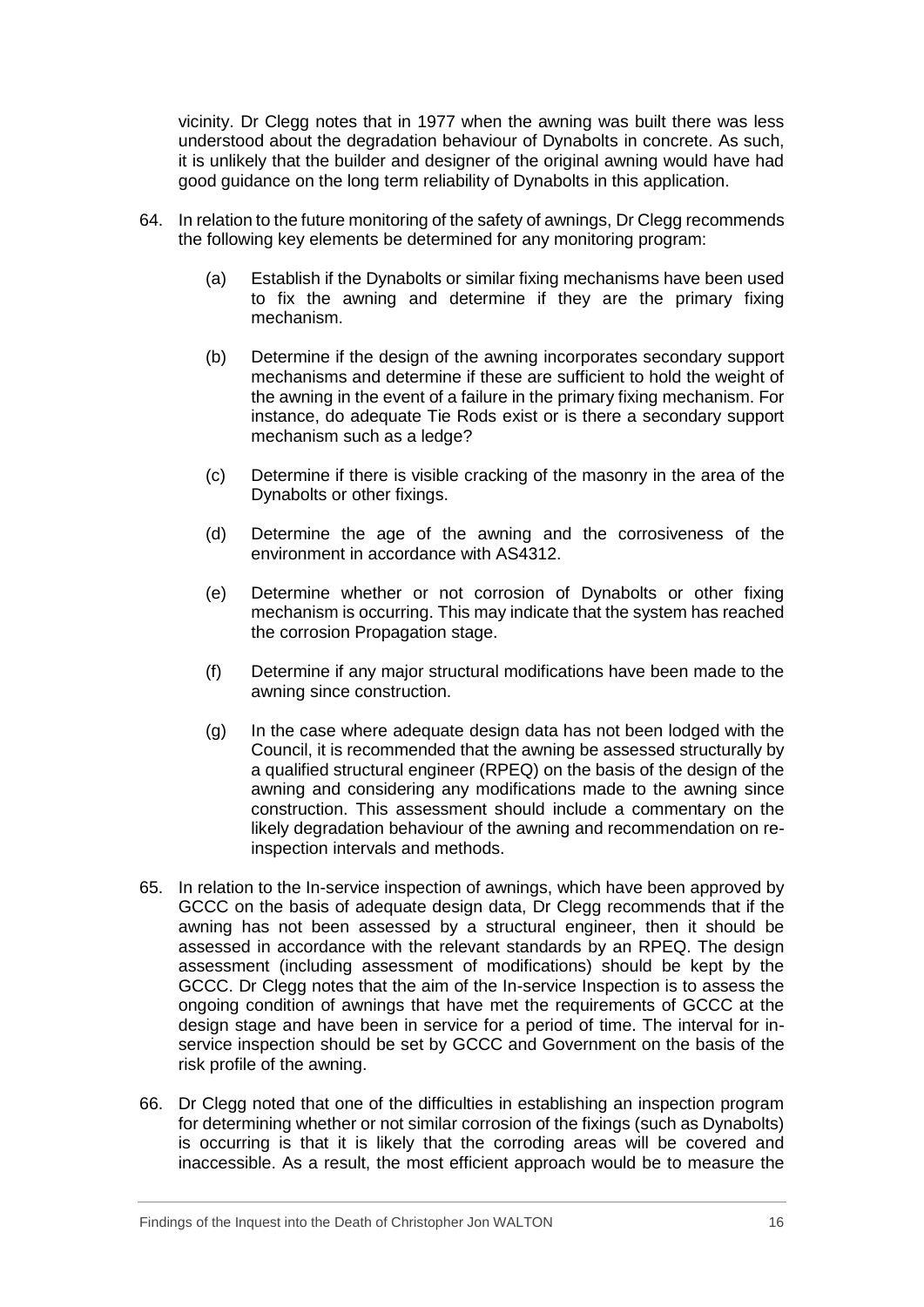vicinity. Dr Clegg notes that in 1977 when the awning was built there was less understood about the degradation behaviour of Dynabolts in concrete. As such, it is unlikely that the builder and designer of the original awning would have had good guidance on the long term reliability of Dynabolts in this application.

64. In relation to the future monitoring of the safety of awnings, Dr Clegg recommends the following key elements be determined for any monitoring program:

    (a) Establish if the Dynabolts or similar fixing mechanisms have been used to fix the awning and determine if they are the primary fixing mechanism.

    (b) Determine if the design of the awning incorporates secondary support mechanisms and determine if these are sufficient to hold the weight of the awning in the event of a failure in the primary fixing mechanism. For instance, do adequate Tie Rods exist or is there a secondary support mechanism such as a ledge?

    (c) Determine if there is visible cracking of the masonry in the area of the Dynabolts or other fixings.

    (d) Determine the age of the awning and the corrosiveness of the environment in accordance with AS4312.

    (e) Determine whether or not corrosion of Dynabolts or other fixing mechanism is occurring. This may indicate that the system has reached the corrosion Propagation stage.

    (f) Determine if any major structural modifications have been made to the awning since construction.

    (g) In the case where adequate design data has not been lodged with the Council, it is recommended that the awning be assessed structurally by a qualified structural engineer (RPEQ) on the basis of the design of the awning and considering any modifications made to the awning since construction. This assessment should include a commentary on the likely degradation behaviour of the awning and recommendation on re-inspection intervals and methods.

65. In relation to the In-service inspection of awnings, which have been approved by GCCC on the basis of adequate design data, Dr Clegg recommends that if the awning has not been assessed by a structural engineer, then it should be assessed in accordance with the relevant standards by an RPEQ. The design assessment (including assessment of modifications) should be kept by the GCCC. Dr Clegg notes that the aim of the In-service Inspection is to assess the ongoing condition of awnings that have met the requirements of GCCC at the design stage and have been in service for a period of time. The interval for in-service inspection should be set by GCCC and Government on the basis of the risk profile of the awning.

66. Dr Clegg noted that one of the difficulties in establishing an inspection program for determining whether or not similar corrosion of the fixings (such as Dynabolts) is occurring is that it is likely that the corroding areas will be covered and inaccessible. As a result, the most efficient approach would be to measure the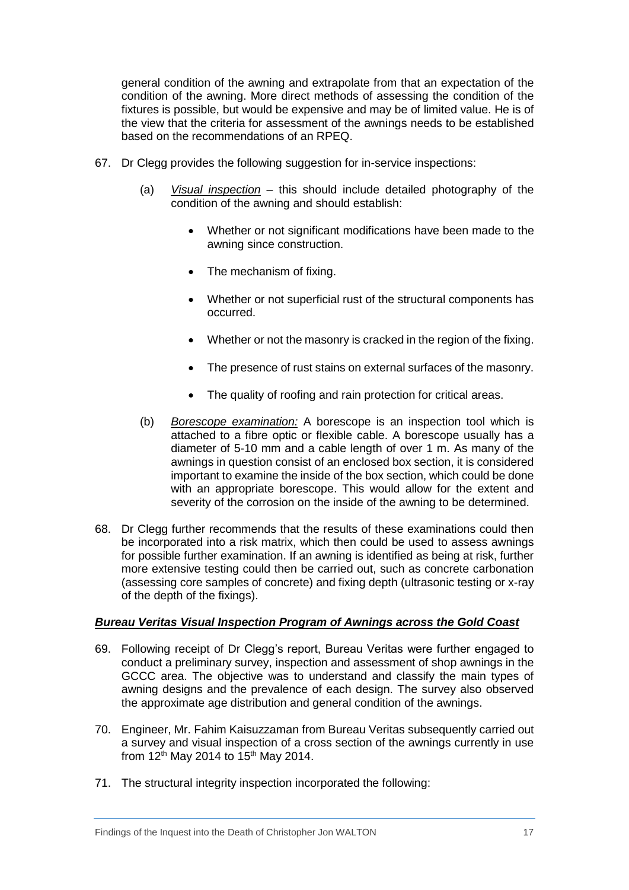general condition of the awning and extrapolate from that an expectation of the condition of the awning. More direct methods of assessing the condition of the fixtures is possible, but would be expensive and may be of limited value. He is of the view that the criteria for assessment of the awnings needs to be established based on the recommendations of an RPEQ.

67. Dr Clegg provides the following suggestion for in-service inspections:

    (a) *Visual inspection* – this should include detailed photography of the condition of the awning and should establish:

    - Whether or not significant modifications have been made to the awning since construction.
    - The mechanism of fixing.
    - Whether or not superficial rust of the structural components has occurred.
    - Whether or not the masonry is cracked in the region of the fixing.
    - The presence of rust stains on external surfaces of the masonry.
    - The quality of roofing and rain protection for critical areas.

    (b) *Borescope examination:* A borescope is an inspection tool which is attached to a fibre optic or flexible cable. A borescope usually has a diameter of 5-10 mm and a cable length of over 1 m. As many of the awnings in question consist of an enclosed box section, it is considered important to examine the inside of the box section, which could be done with an appropriate borescope. This would allow for the extent and severity of the corrosion on the inside of the awning to be determined.

68. Dr Clegg further recommends that the results of these examinations could then be incorporated into a risk matrix, which then could be used to assess awnings for possible further examination. If an awning is identified as being at risk, further more extensive testing could then be carried out, such as concrete carbonation (assessing core samples of concrete) and fixing depth (ultrasonic testing or x-ray of the depth of the fixings).

### ***Bureau Veritas Visual Inspection Program of Awnings across the Gold Coast***

69. Following receipt of Dr Clegg's report, Bureau Veritas were further engaged to conduct a preliminary survey, inspection and assessment of shop awnings in the GCCC area. The objective was to understand and classify the main types of awning designs and the prevalence of each design. The survey also observed the approximate age distribution and general condition of the awnings.

70. Engineer, Mr. Fahim Kaisuzzaman from Bureau Veritas subsequently carried out a survey and visual inspection of a cross section of the awnings currently in use from 12th May 2014 to 15th May 2014.

71. The structural integrity inspection incorporated the following: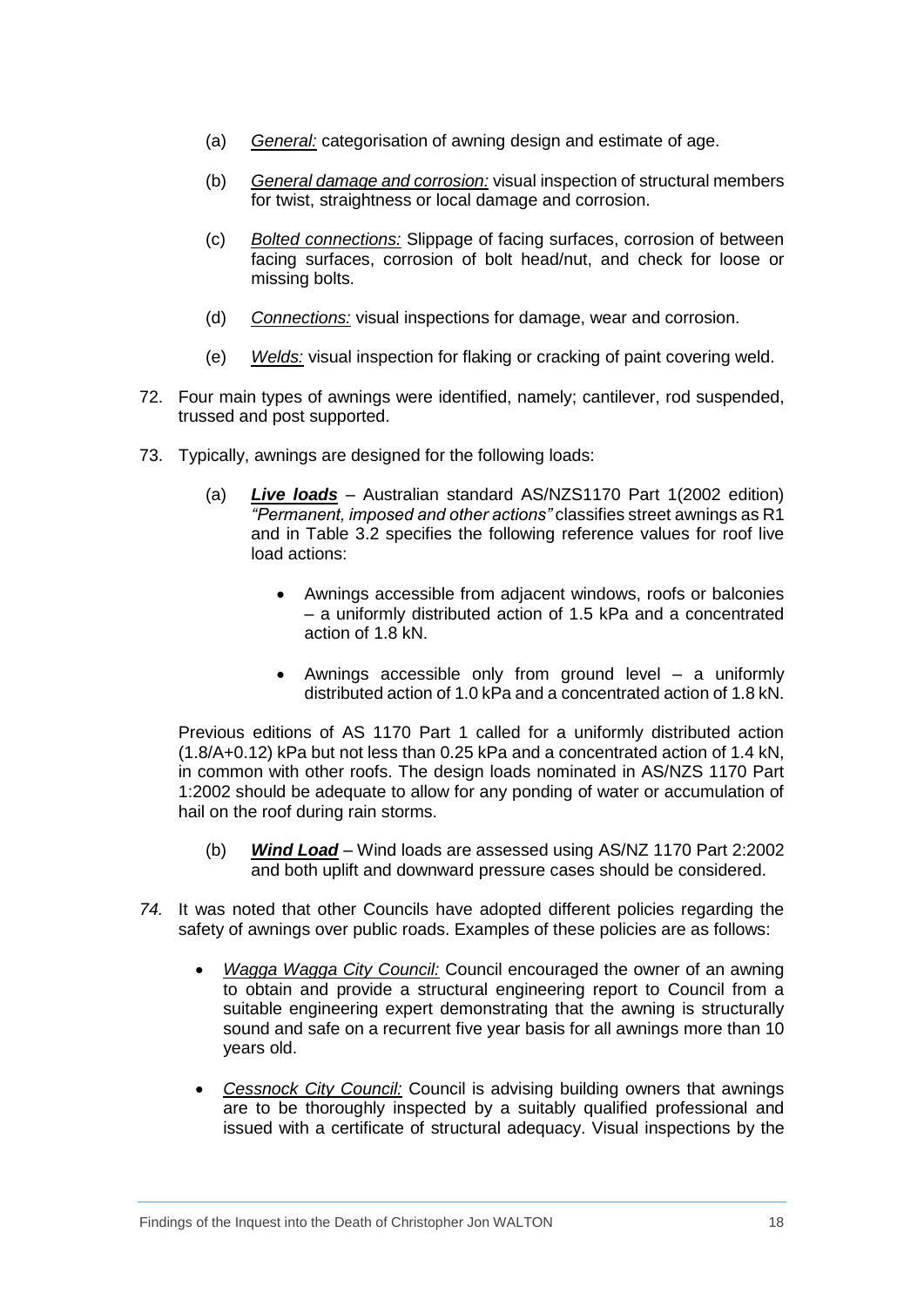(a) *General:* categorisation of awning design and estimate of age.

(b) *General damage and corrosion:* visual inspection of structural members for twist, straightness or local damage and corrosion.

(c) *Bolted connections:* Slippage of facing surfaces, corrosion of between facing surfaces, corrosion of bolt head/nut, and check for loose or missing bolts.

(d) *Connections:* visual inspections for damage, wear and corrosion.

(e) *Welds:* visual inspection for flaking or cracking of paint covering weld.

72. Four main types of awnings were identified, namely; cantilever, rod suspended, trussed and post supported.

73. Typically, awnings are designed for the following loads:

(a) ***Live loads*** – Australian standard AS/NZS1170 Part 1(2002 edition) *"Permanent, imposed and other actions"* classifies street awnings as R1 and in Table 3.2 specifies the following reference values for roof live load actions:

- Awnings accessible from adjacent windows, roofs or balconies – a uniformly distributed action of 1.5 kPa and a concentrated action of 1.8 kN.
- Awnings accessible only from ground level – a uniformly distributed action of 1.0 kPa and a concentrated action of 1.8 kN.

Previous editions of AS 1170 Part 1 called for a uniformly distributed action (1.8/A+0.12) kPa but not less than 0.25 kPa and a concentrated action of 1.4 kN, in common with other roofs. The design loads nominated in AS/NZS 1170 Part 1:2002 should be adequate to allow for any ponding of water or accumulation of hail on the roof during rain storms.

(b) ***Wind Load*** – Wind loads are assessed using AS/NZ 1170 Part 2:2002 and both uplift and downward pressure cases should be considered.

*74.* It was noted that other Councils have adopted different policies regarding the safety of awnings over public roads. Examples of these policies are as follows:

- *Wagga Wagga City Council:* Council encouraged the owner of an awning to obtain and provide a structural engineering report to Council from a suitable engineering expert demonstrating that the awning is structurally sound and safe on a recurrent five year basis for all awnings more than 10 years old.
- *Cessnock City Council:* Council is advising building owners that awnings are to be thoroughly inspected by a suitably qualified professional and issued with a certificate of structural adequacy. Visual inspections by the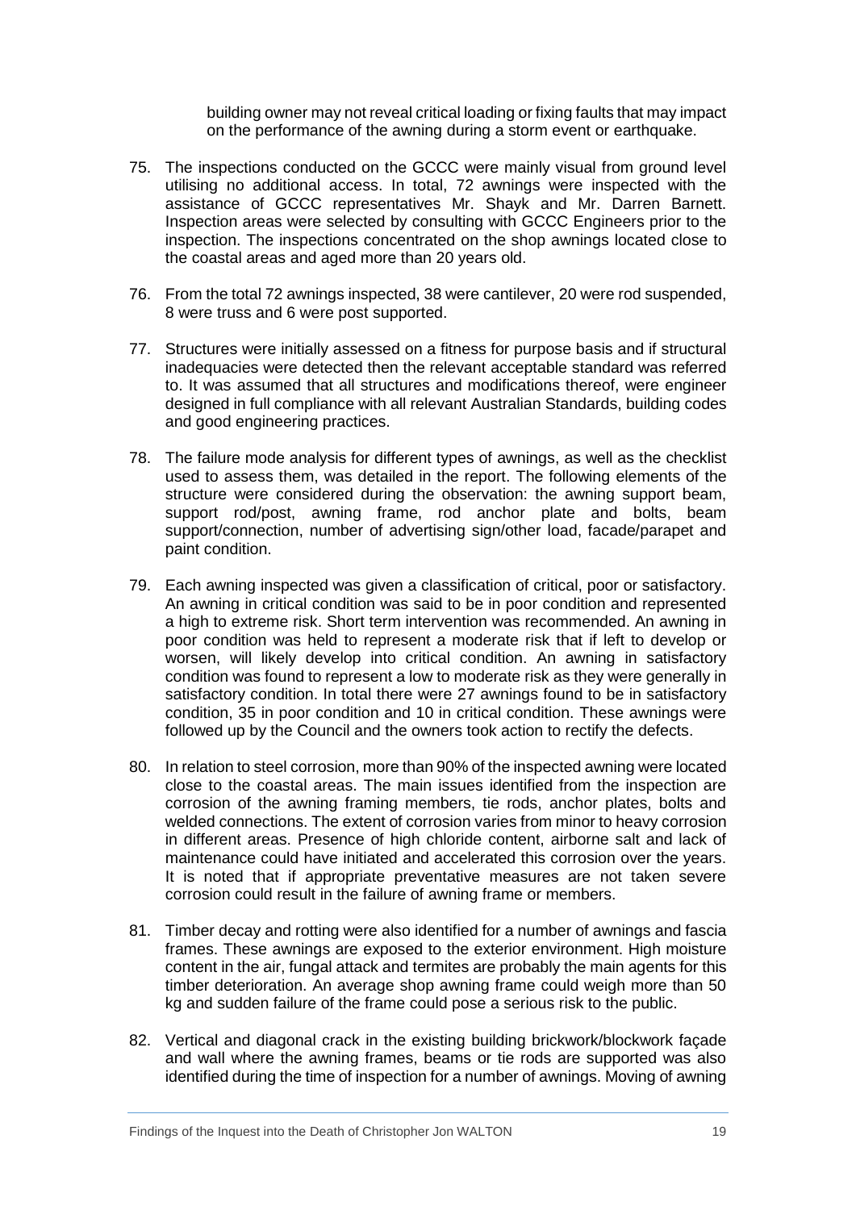building owner may not reveal critical loading or fixing faults that may impact on the performance of the awning during a storm event or earthquake.

75. The inspections conducted on the GCCC were mainly visual from ground level utilising no additional access. In total, 72 awnings were inspected with the assistance of GCCC representatives Mr. Shayk and Mr. Darren Barnett. Inspection areas were selected by consulting with GCCC Engineers prior to the inspection. The inspections concentrated on the shop awnings located close to the coastal areas and aged more than 20 years old.

76. From the total 72 awnings inspected, 38 were cantilever, 20 were rod suspended, 8 were truss and 6 were post supported.

77. Structures were initially assessed on a fitness for purpose basis and if structural inadequacies were detected then the relevant acceptable standard was referred to. It was assumed that all structures and modifications thereof, were engineer designed in full compliance with all relevant Australian Standards, building codes and good engineering practices.

78. The failure mode analysis for different types of awnings, as well as the checklist used to assess them, was detailed in the report. The following elements of the structure were considered during the observation: the awning support beam, support rod/post, awning frame, rod anchor plate and bolts, beam support/connection, number of advertising sign/other load, facade/parapet and paint condition.

79. Each awning inspected was given a classification of critical, poor or satisfactory. An awning in critical condition was said to be in poor condition and represented a high to extreme risk. Short term intervention was recommended. An awning in poor condition was held to represent a moderate risk that if left to develop or worsen, will likely develop into critical condition. An awning in satisfactory condition was found to represent a low to moderate risk as they were generally in satisfactory condition. In total there were 27 awnings found to be in satisfactory condition, 35 in poor condition and 10 in critical condition. These awnings were followed up by the Council and the owners took action to rectify the defects.

80. In relation to steel corrosion, more than 90% of the inspected awning were located close to the coastal areas. The main issues identified from the inspection are corrosion of the awning framing members, tie rods, anchor plates, bolts and welded connections. The extent of corrosion varies from minor to heavy corrosion in different areas. Presence of high chloride content, airborne salt and lack of maintenance could have initiated and accelerated this corrosion over the years. It is noted that if appropriate preventative measures are not taken severe corrosion could result in the failure of awning frame or members.

81. Timber decay and rotting were also identified for a number of awnings and fascia frames. These awnings are exposed to the exterior environment. High moisture content in the air, fungal attack and termites are probably the main agents for this timber deterioration. An average shop awning frame could weigh more than 50 kg and sudden failure of the frame could pose a serious risk to the public.

82. Vertical and diagonal crack in the existing building brickwork/blockwork façade and wall where the awning frames, beams or tie rods are supported was also identified during the time of inspection for a number of awnings. Moving of awning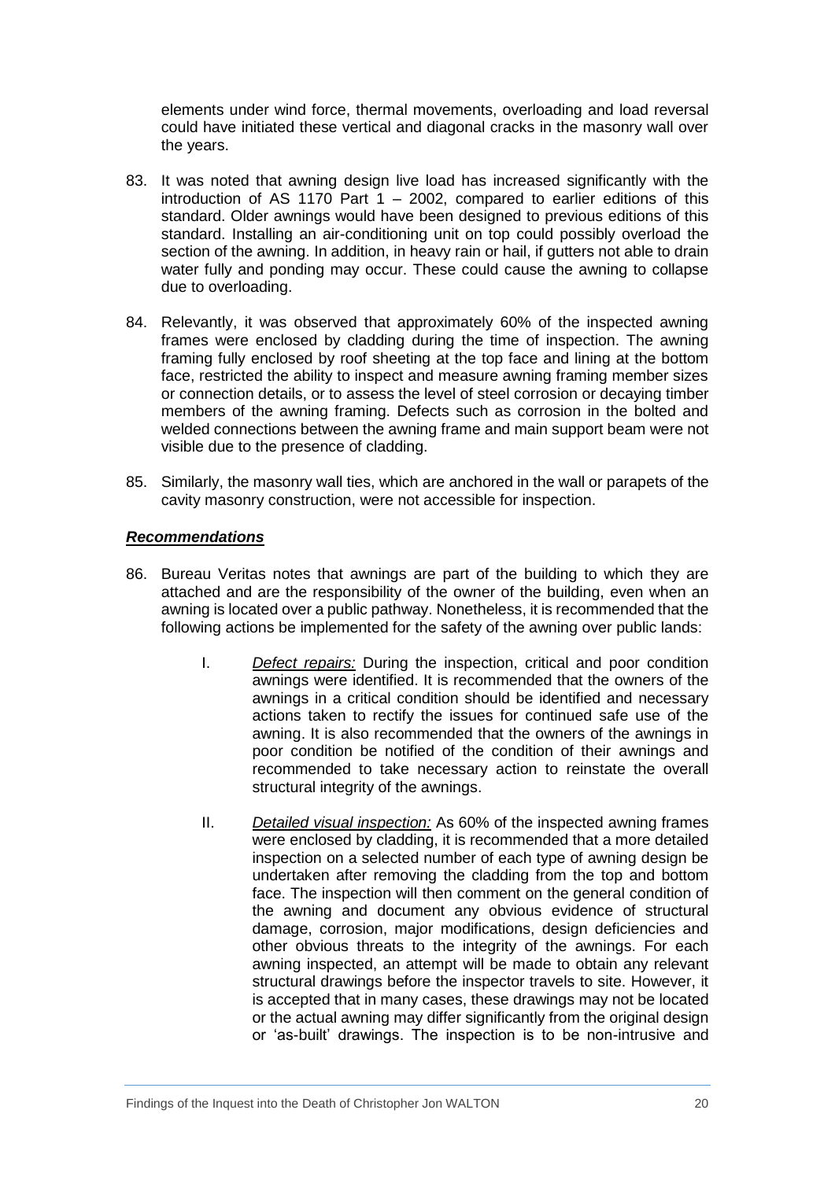elements under wind force, thermal movements, overloading and load reversal could have initiated these vertical and diagonal cracks in the masonry wall over the years.

83. It was noted that awning design live load has increased significantly with the introduction of AS 1170 Part 1 – 2002, compared to earlier editions of this standard. Older awnings would have been designed to previous editions of this standard. Installing an air-conditioning unit on top could possibly overload the section of the awning. In addition, in heavy rain or hail, if gutters not able to drain water fully and ponding may occur. These could cause the awning to collapse due to overloading.

84. Relevantly, it was observed that approximately 60% of the inspected awning frames were enclosed by cladding during the time of inspection. The awning framing fully enclosed by roof sheeting at the top face and lining at the bottom face, restricted the ability to inspect and measure awning framing member sizes or connection details, or to assess the level of steel corrosion or decaying timber members of the awning framing. Defects such as corrosion in the bolted and welded connections between the awning frame and main support beam were not visible due to the presence of cladding.

85. Similarly, the masonry wall ties, which are anchored in the wall or parapets of the cavity masonry construction, were not accessible for inspection.

***Recommendations***

86. Bureau Veritas notes that awnings are part of the building to which they are attached and are the responsibility of the owner of the building, even when an awning is located over a public pathway. Nonetheless, it is recommended that the following actions be implemented for the safety of the awning over public lands:

    I. *Defect repairs:* During the inspection, critical and poor condition awnings were identified. It is recommended that the owners of the awnings in a critical condition should be identified and necessary actions taken to rectify the issues for continued safe use of the awning. It is also recommended that the owners of the awnings in poor condition be notified of the condition of their awnings and recommended to take necessary action to reinstate the overall structural integrity of the awnings.

    II. *Detailed visual inspection:* As 60% of the inspected awning frames were enclosed by cladding, it is recommended that a more detailed inspection on a selected number of each type of awning design be undertaken after removing the cladding from the top and bottom face. The inspection will then comment on the general condition of the awning and document any obvious evidence of structural damage, corrosion, major modifications, design deficiencies and other obvious threats to the integrity of the awnings. For each awning inspected, an attempt will be made to obtain any relevant structural drawings before the inspector travels to site. However, it is accepted that in many cases, these drawings may not be located or the actual awning may differ significantly from the original design or 'as-built' drawings. The inspection is to be non-intrusive and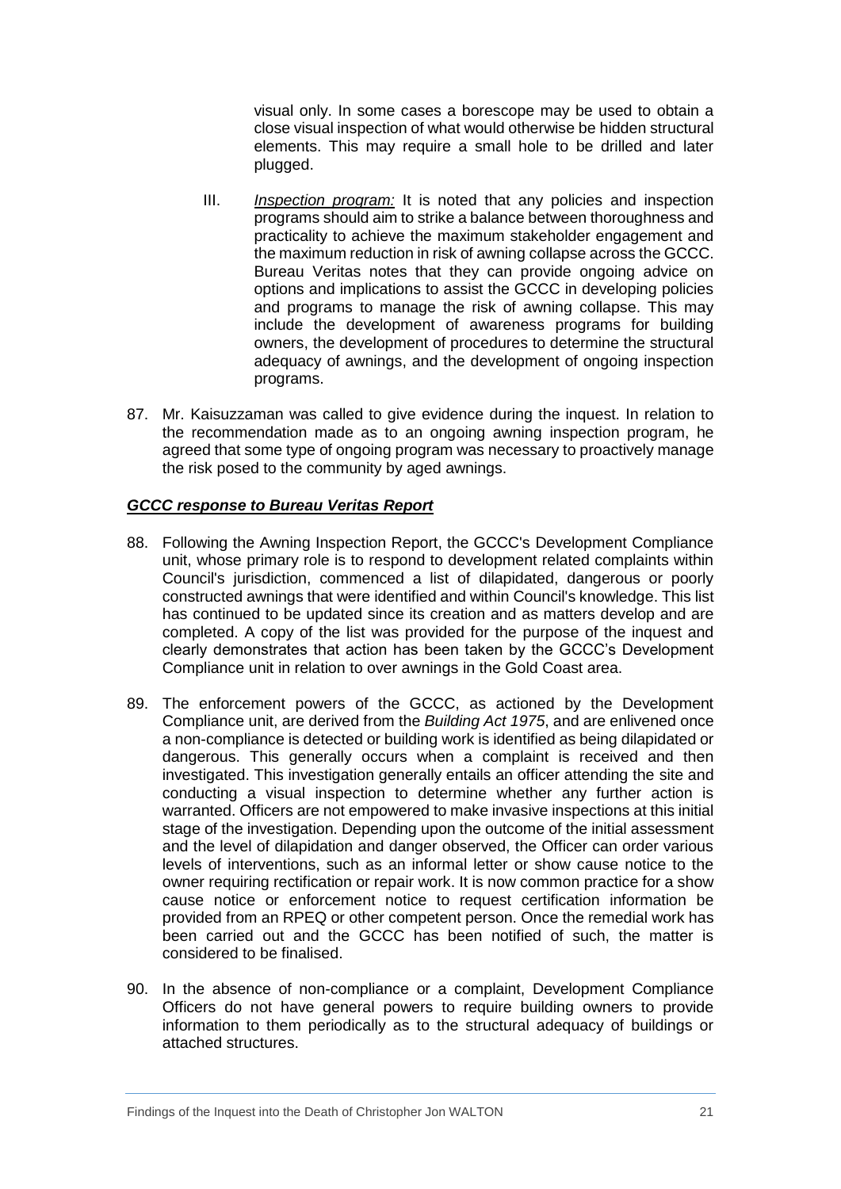visual only. In some cases a borescope may be used to obtain a close visual inspection of what would otherwise be hidden structural elements. This may require a small hole to be drilled and later plugged.

III. *Inspection program:* It is noted that any policies and inspection programs should aim to strike a balance between thoroughness and practicality to achieve the maximum stakeholder engagement and the maximum reduction in risk of awning collapse across the GCCC. Bureau Veritas notes that they can provide ongoing advice on options and implications to assist the GCCC in developing policies and programs to manage the risk of awning collapse. This may include the development of awareness programs for building owners, the development of procedures to determine the structural adequacy of awnings, and the development of ongoing inspection programs.

87. Mr. Kaisuzzaman was called to give evidence during the inquest. In relation to the recommendation made as to an ongoing awning inspection program, he agreed that some type of ongoing program was necessary to proactively manage the risk posed to the community by aged awnings.

### ***GCCC response to Bureau Veritas Report***

88. Following the Awning Inspection Report, the GCCC's Development Compliance unit, whose primary role is to respond to development related complaints within Council's jurisdiction, commenced a list of dilapidated, dangerous or poorly constructed awnings that were identified and within Council's knowledge. This list has continued to be updated since its creation and as matters develop and are completed. A copy of the list was provided for the purpose of the inquest and clearly demonstrates that action has been taken by the GCCC's Development Compliance unit in relation to over awnings in the Gold Coast area.

89. The enforcement powers of the GCCC, as actioned by the Development Compliance unit, are derived from the *Building Act 1975*, and are enlivened once a non-compliance is detected or building work is identified as being dilapidated or dangerous. This generally occurs when a complaint is received and then investigated. This investigation generally entails an officer attending the site and conducting a visual inspection to determine whether any further action is warranted. Officers are not empowered to make invasive inspections at this initial stage of the investigation. Depending upon the outcome of the initial assessment and the level of dilapidation and danger observed, the Officer can order various levels of interventions, such as an informal letter or show cause notice to the owner requiring rectification or repair work. It is now common practice for a show cause notice or enforcement notice to request certification information be provided from an RPEQ or other competent person. Once the remedial work has been carried out and the GCCC has been notified of such, the matter is considered to be finalised.

90. In the absence of non-compliance or a complaint, Development Compliance Officers do not have general powers to require building owners to provide information to them periodically as to the structural adequacy of buildings or attached structures.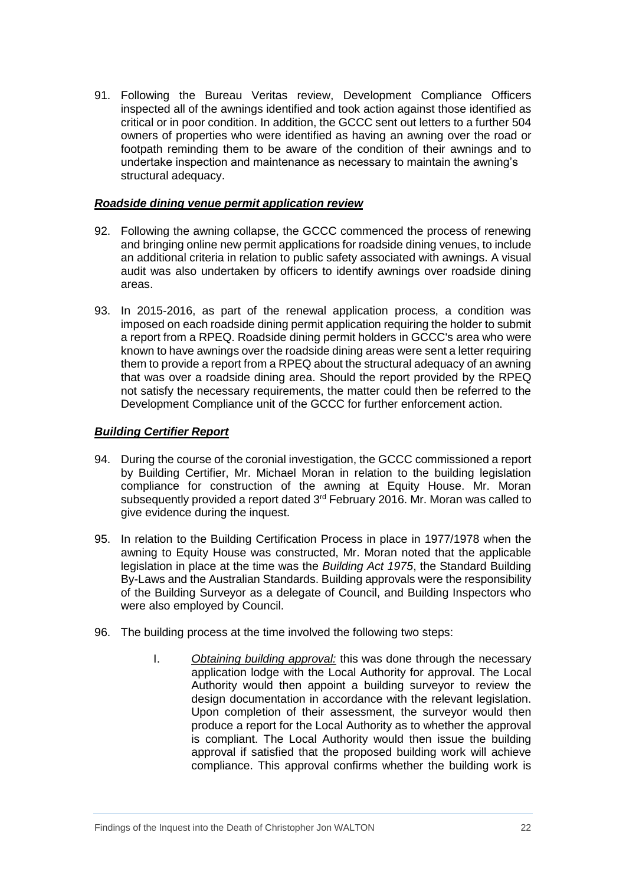91. Following the Bureau Veritas review, Development Compliance Officers inspected all of the awnings identified and took action against those identified as critical or in poor condition. In addition, the GCCC sent out letters to a further 504 owners of properties who were identified as having an awning over the road or footpath reminding them to be aware of the condition of their awnings and to undertake inspection and maintenance as necessary to maintain the awning's structural adequacy.

***Roadside dining venue permit application review***

92. Following the awning collapse, the GCCC commenced the process of renewing and bringing online new permit applications for roadside dining venues, to include an additional criteria in relation to public safety associated with awnings. A visual audit was also undertaken by officers to identify awnings over roadside dining areas.

93. In 2015-2016, as part of the renewal application process, a condition was imposed on each roadside dining permit application requiring the holder to submit a report from a RPEQ. Roadside dining permit holders in GCCC's area who were known to have awnings over the roadside dining areas were sent a letter requiring them to provide a report from a RPEQ about the structural adequacy of an awning that was over a roadside dining area. Should the report provided by the RPEQ not satisfy the necessary requirements, the matter could then be referred to the Development Compliance unit of the GCCC for further enforcement action.

***Building Certifier Report***

94. During the course of the coronial investigation, the GCCC commissioned a report by Building Certifier, Mr. Michael Moran in relation to the building legislation compliance for construction of the awning at Equity House. Mr. Moran subsequently provided a report dated 3rd February 2016. Mr. Moran was called to give evidence during the inquest.

95. In relation to the Building Certification Process in place in 1977/1978 when the awning to Equity House was constructed, Mr. Moran noted that the applicable legislation in place at the time was the *Building Act 1975*, the Standard Building By-Laws and the Australian Standards. Building approvals were the responsibility of the Building Surveyor as a delegate of Council, and Building Inspectors who were also employed by Council.

96. The building process at the time involved the following two steps:

    I. *Obtaining building approval:* this was done through the necessary application lodge with the Local Authority for approval. The Local Authority would then appoint a building surveyor to review the design documentation in accordance with the relevant legislation. Upon completion of their assessment, the surveyor would then produce a report for the Local Authority as to whether the approval is compliant. The Local Authority would then issue the building approval if satisfied that the proposed building work will achieve compliance. This approval confirms whether the building work is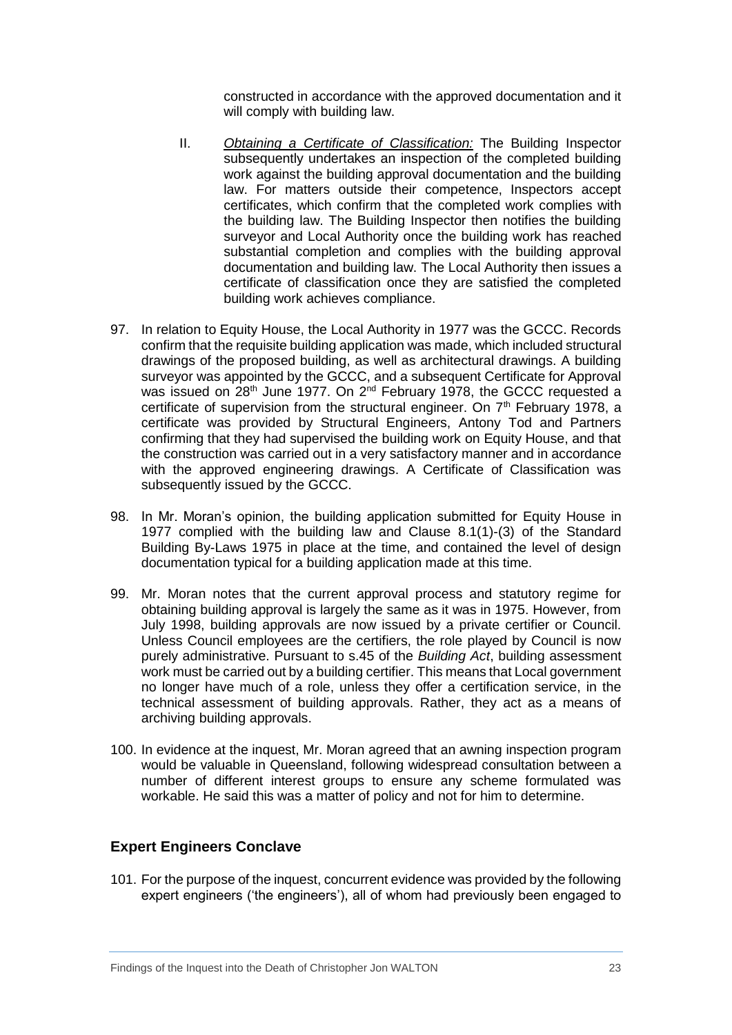constructed in accordance with the approved documentation and it will comply with building law.

II. *Obtaining a Certificate of Classification:* The Building Inspector subsequently undertakes an inspection of the completed building work against the building approval documentation and the building law. For matters outside their competence, Inspectors accept certificates, which confirm that the completed work complies with the building law. The Building Inspector then notifies the building surveyor and Local Authority once the building work has reached substantial completion and complies with the building approval documentation and building law. The Local Authority then issues a certificate of classification once they are satisfied the completed building work achieves compliance.

97. In relation to Equity House, the Local Authority in 1977 was the GCCC. Records confirm that the requisite building application was made, which included structural drawings of the proposed building, as well as architectural drawings. A building surveyor was appointed by the GCCC, and a subsequent Certificate for Approval was issued on 28th June 1977. On 2nd February 1978, the GCCC requested a certificate of supervision from the structural engineer. On 7th February 1978, a certificate was provided by Structural Engineers, Antony Tod and Partners confirming that they had supervised the building work on Equity House, and that the construction was carried out in a very satisfactory manner and in accordance with the approved engineering drawings. A Certificate of Classification was subsequently issued by the GCCC.

98. In Mr. Moran's opinion, the building application submitted for Equity House in 1977 complied with the building law and Clause 8.1(1)-(3) of the Standard Building By-Laws 1975 in place at the time, and contained the level of design documentation typical for a building application made at this time.

99. Mr. Moran notes that the current approval process and statutory regime for obtaining building approval is largely the same as it was in 1975. However, from July 1998, building approvals are now issued by a private certifier or Council. Unless Council employees are the certifiers, the role played by Council is now purely administrative. Pursuant to s.45 of the *Building Act*, building assessment work must be carried out by a building certifier. This means that Local government no longer have much of a role, unless they offer a certification service, in the technical assessment of building approvals. Rather, they act as a means of archiving building approvals.

100. In evidence at the inquest, Mr. Moran agreed that an awning inspection program would be valuable in Queensland, following widespread consultation between a number of different interest groups to ensure any scheme formulated was workable. He said this was a matter of policy and not for him to determine.

## Expert Engineers Conclave

101. For the purpose of the inquest, concurrent evidence was provided by the following expert engineers ('the engineers'), all of whom had previously been engaged to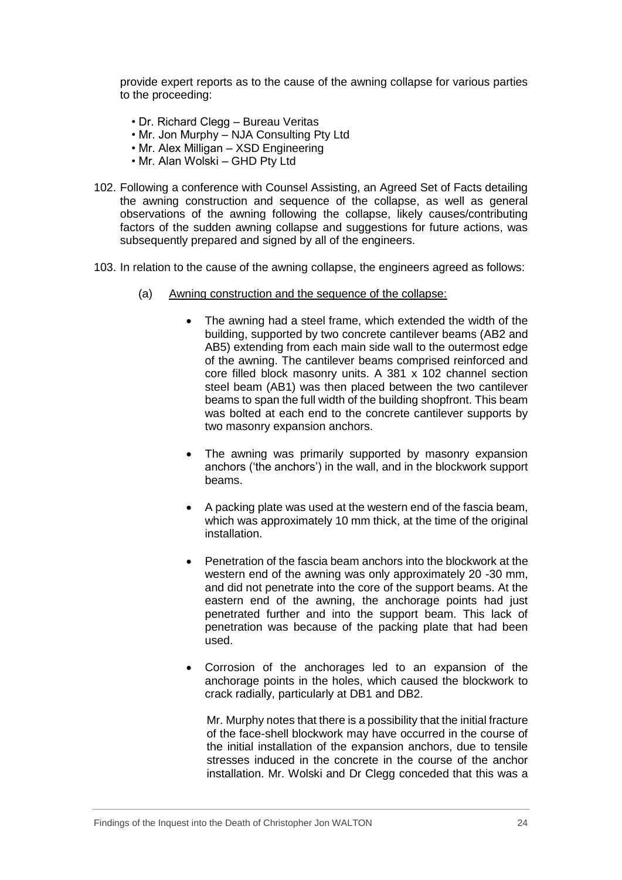provide expert reports as to the cause of the awning collapse for various parties to the proceeding:

- Dr. Richard Clegg – Bureau Veritas
- Mr. Jon Murphy – NJA Consulting Pty Ltd
- Mr. Alex Milligan – XSD Engineering
- Mr. Alan Wolski – GHD Pty Ltd

102. Following a conference with Counsel Assisting, an Agreed Set of Facts detailing the awning construction and sequence of the collapse, as well as general observations of the awning following the collapse, likely causes/contributing factors of the sudden awning collapse and suggestions for future actions, was subsequently prepared and signed by all of the engineers.

103. In relation to the cause of the awning collapse, the engineers agreed as follows:

    (a) Awning construction and the sequence of the collapse:

    - The awning had a steel frame, which extended the width of the building, supported by two concrete cantilever beams (AB2 and AB5) extending from each main side wall to the outermost edge of the awning. The cantilever beams comprised reinforced and core filled block masonry units. A 381 x 102 channel section steel beam (AB1) was then placed between the two cantilever beams to span the full width of the building shopfront. This beam was bolted at each end to the concrete cantilever supports by two masonry expansion anchors.

    - The awning was primarily supported by masonry expansion anchors ('the anchors') in the wall, and in the blockwork support beams.

    - A packing plate was used at the western end of the fascia beam, which was approximately 10 mm thick, at the time of the original installation.

    - Penetration of the fascia beam anchors into the blockwork at the western end of the awning was only approximately 20 -30 mm, and did not penetrate into the core of the support beams. At the eastern end of the awning, the anchorage points had just penetrated further and into the support beam. This lack of penetration was because of the packing plate that had been used.

    - Corrosion of the anchorages led to an expansion of the anchorage points in the holes, which caused the blockwork to crack radially, particularly at DB1 and DB2.

      Mr. Murphy notes that there is a possibility that the initial fracture of the face-shell blockwork may have occurred in the course of the initial installation of the expansion anchors, due to tensile stresses induced in the concrete in the course of the anchor installation. Mr. Wolski and Dr Clegg conceded that this was a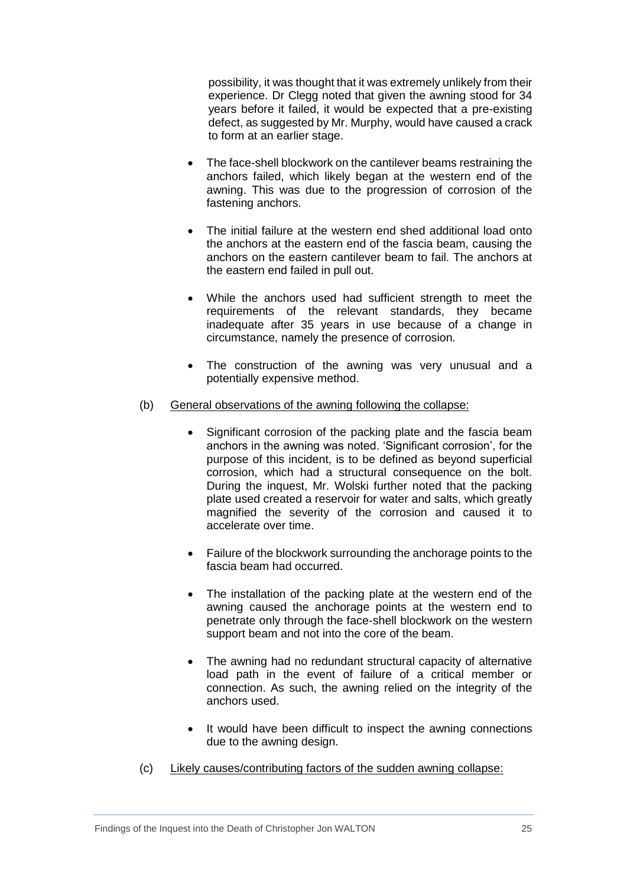possibility, it was thought that it was extremely unlikely from their experience. Dr Clegg noted that given the awning stood for 34 years before it failed, it would be expected that a pre-existing defect, as suggested by Mr. Murphy, would have caused a crack to form at an earlier stage.

- The face-shell blockwork on the cantilever beams restraining the anchors failed, which likely began at the western end of the awning. This was due to the progression of corrosion of the fastening anchors.
- The initial failure at the western end shed additional load onto the anchors at the eastern end of the fascia beam, causing the anchors on the eastern cantilever beam to fail. The anchors at the eastern end failed in pull out.
- While the anchors used had sufficient strength to meet the requirements of the relevant standards, they became inadequate after 35 years in use because of a change in circumstance, namely the presence of corrosion.
- The construction of the awning was very unusual and a potentially expensive method.

(b) General observations of the awning following the collapse:

- Significant corrosion of the packing plate and the fascia beam anchors in the awning was noted. 'Significant corrosion', for the purpose of this incident, is to be defined as beyond superficial corrosion, which had a structural consequence on the bolt. During the inquest, Mr. Wolski further noted that the packing plate used created a reservoir for water and salts, which greatly magnified the severity of the corrosion and caused it to accelerate over time.
- Failure of the blockwork surrounding the anchorage points to the fascia beam had occurred.
- The installation of the packing plate at the western end of the awning caused the anchorage points at the western end to penetrate only through the face-shell blockwork on the western support beam and not into the core of the beam.
- The awning had no redundant structural capacity of alternative load path in the event of failure of a critical member or connection. As such, the awning relied on the integrity of the anchors used.
- It would have been difficult to inspect the awning connections due to the awning design.

(c) Likely causes/contributing factors of the sudden awning collapse: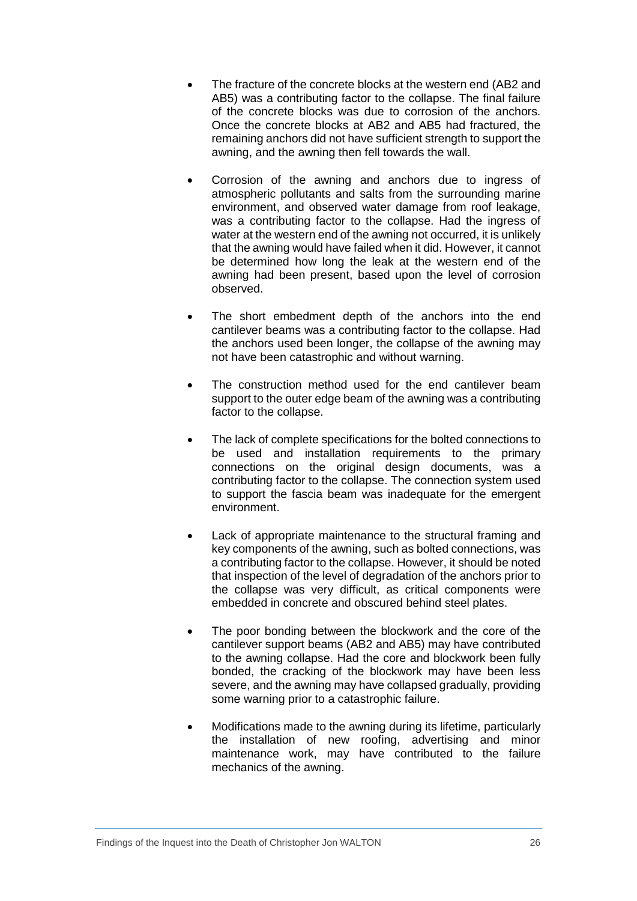- The fracture of the concrete blocks at the western end (AB2 and AB5) was a contributing factor to the collapse. The final failure of the concrete blocks was due to corrosion of the anchors. Once the concrete blocks at AB2 and AB5 had fractured, the remaining anchors did not have sufficient strength to support the awning, and the awning then fell towards the wall.

- Corrosion of the awning and anchors due to ingress of atmospheric pollutants and salts from the surrounding marine environment, and observed water damage from roof leakage, was a contributing factor to the collapse. Had the ingress of water at the western end of the awning not occurred, it is unlikely that the awning would have failed when it did. However, it cannot be determined how long the leak at the western end of the awning had been present, based upon the level of corrosion observed.

- The short embedment depth of the anchors into the end cantilever beams was a contributing factor to the collapse. Had the anchors used been longer, the collapse of the awning may not have been catastrophic and without warning.

- The construction method used for the end cantilever beam support to the outer edge beam of the awning was a contributing factor to the collapse.

- The lack of complete specifications for the bolted connections to be used and installation requirements to the primary connections on the original design documents, was a contributing factor to the collapse. The connection system used to support the fascia beam was inadequate for the emergent environment.

- Lack of appropriate maintenance to the structural framing and key components of the awning, such as bolted connections, was a contributing factor to the collapse. However, it should be noted that inspection of the level of degradation of the anchors prior to the collapse was very difficult, as critical components were embedded in concrete and obscured behind steel plates.

- The poor bonding between the blockwork and the core of the cantilever support beams (AB2 and AB5) may have contributed to the awning collapse. Had the core and blockwork been fully bonded, the cracking of the blockwork may have been less severe, and the awning may have collapsed gradually, providing some warning prior to a catastrophic failure.

- Modifications made to the awning during its lifetime, particularly the installation of new roofing, advertising and minor maintenance work, may have contributed to the failure mechanics of the awning.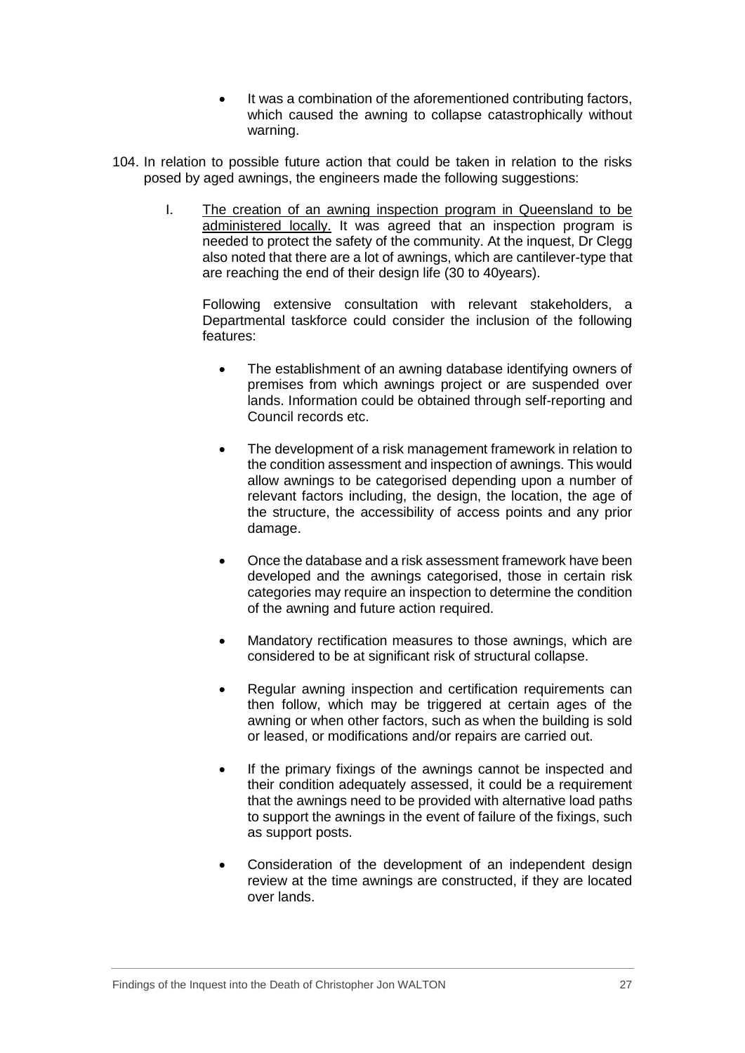- It was a combination of the aforementioned contributing factors, which caused the awning to collapse catastrophically without warning.

104. In relation to possible future action that could be taken in relation to the risks posed by aged awnings, the engineers made the following suggestions:

    I. <u>The creation of an awning inspection program in Queensland to be administered locally.</u> It was agreed that an inspection program is needed to protect the safety of the community. At the inquest, Dr Clegg also noted that there are a lot of awnings, which are cantilever-type that are reaching the end of their design life (30 to 40years).

    Following extensive consultation with relevant stakeholders, a Departmental taskforce could consider the inclusion of the following features:

    - The establishment of an awning database identifying owners of premises from which awnings project or are suspended over lands. Information could be obtained through self-reporting and Council records etc.
    - The development of a risk management framework in relation to the condition assessment and inspection of awnings. This would allow awnings to be categorised depending upon a number of relevant factors including, the design, the location, the age of the structure, the accessibility of access points and any prior damage.
    - Once the database and a risk assessment framework have been developed and the awnings categorised, those in certain risk categories may require an inspection to determine the condition of the awning and future action required.
    - Mandatory rectification measures to those awnings, which are considered to be at significant risk of structural collapse.
    - Regular awning inspection and certification requirements can then follow, which may be triggered at certain ages of the awning or when other factors, such as when the building is sold or leased, or modifications and/or repairs are carried out.
    - If the primary fixings of the awnings cannot be inspected and their condition adequately assessed, it could be a requirement that the awnings need to be provided with alternative load paths to support the awnings in the event of failure of the fixings, such as support posts.
    - Consideration of the development of an independent design review at the time awnings are constructed, if they are located over lands.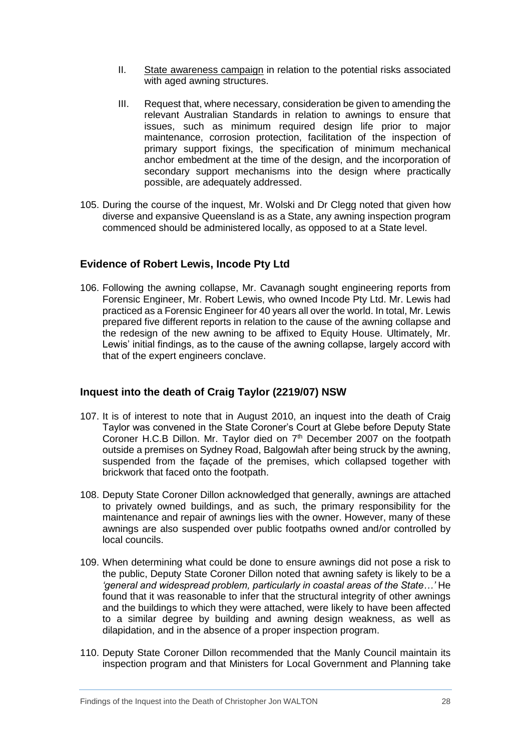II. State awareness campaign in relation to the potential risks associated with aged awning structures.

III. Request that, where necessary, consideration be given to amending the relevant Australian Standards in relation to awnings to ensure that issues, such as minimum required design life prior to major maintenance, corrosion protection, facilitation of the inspection of primary support fixings, the specification of minimum mechanical anchor embedment at the time of the design, and the incorporation of secondary support mechanisms into the design where practically possible, are adequately addressed.

105. During the course of the inquest, Mr. Wolski and Dr Clegg noted that given how diverse and expansive Queensland is as a State, any awning inspection program commenced should be administered locally, as opposed to at a State level.

## Evidence of Robert Lewis, Incode Pty Ltd

106. Following the awning collapse, Mr. Cavanagh sought engineering reports from Forensic Engineer, Mr. Robert Lewis, who owned Incode Pty Ltd. Mr. Lewis had practiced as a Forensic Engineer for 40 years all over the world. In total, Mr. Lewis prepared five different reports in relation to the cause of the awning collapse and the redesign of the new awning to be affixed to Equity House. Ultimately, Mr. Lewis' initial findings, as to the cause of the awning collapse, largely accord with that of the expert engineers conclave.

## Inquest into the death of Craig Taylor (2219/07) NSW

107. It is of interest to note that in August 2010, an inquest into the death of Craig Taylor was convened in the State Coroner's Court at Glebe before Deputy State Coroner H.C.B Dillon. Mr. Taylor died on 7th December 2007 on the footpath outside a premises on Sydney Road, Balgowlah after being struck by the awning, suspended from the façade of the premises, which collapsed together with brickwork that faced onto the footpath.

108. Deputy State Coroner Dillon acknowledged that generally, awnings are attached to privately owned buildings, and as such, the primary responsibility for the maintenance and repair of awnings lies with the owner. However, many of these awnings are also suspended over public footpaths owned and/or controlled by local councils.

109. When determining what could be done to ensure awnings did not pose a risk to the public, Deputy State Coroner Dillon noted that awning safety is likely to be a *'general and widespread problem, particularly in coastal areas of the State…'* He found that it was reasonable to infer that the structural integrity of other awnings and the buildings to which they were attached, were likely to have been affected to a similar degree by building and awning design weakness, as well as dilapidation, and in the absence of a proper inspection program.

110. Deputy State Coroner Dillon recommended that the Manly Council maintain its inspection program and that Ministers for Local Government and Planning take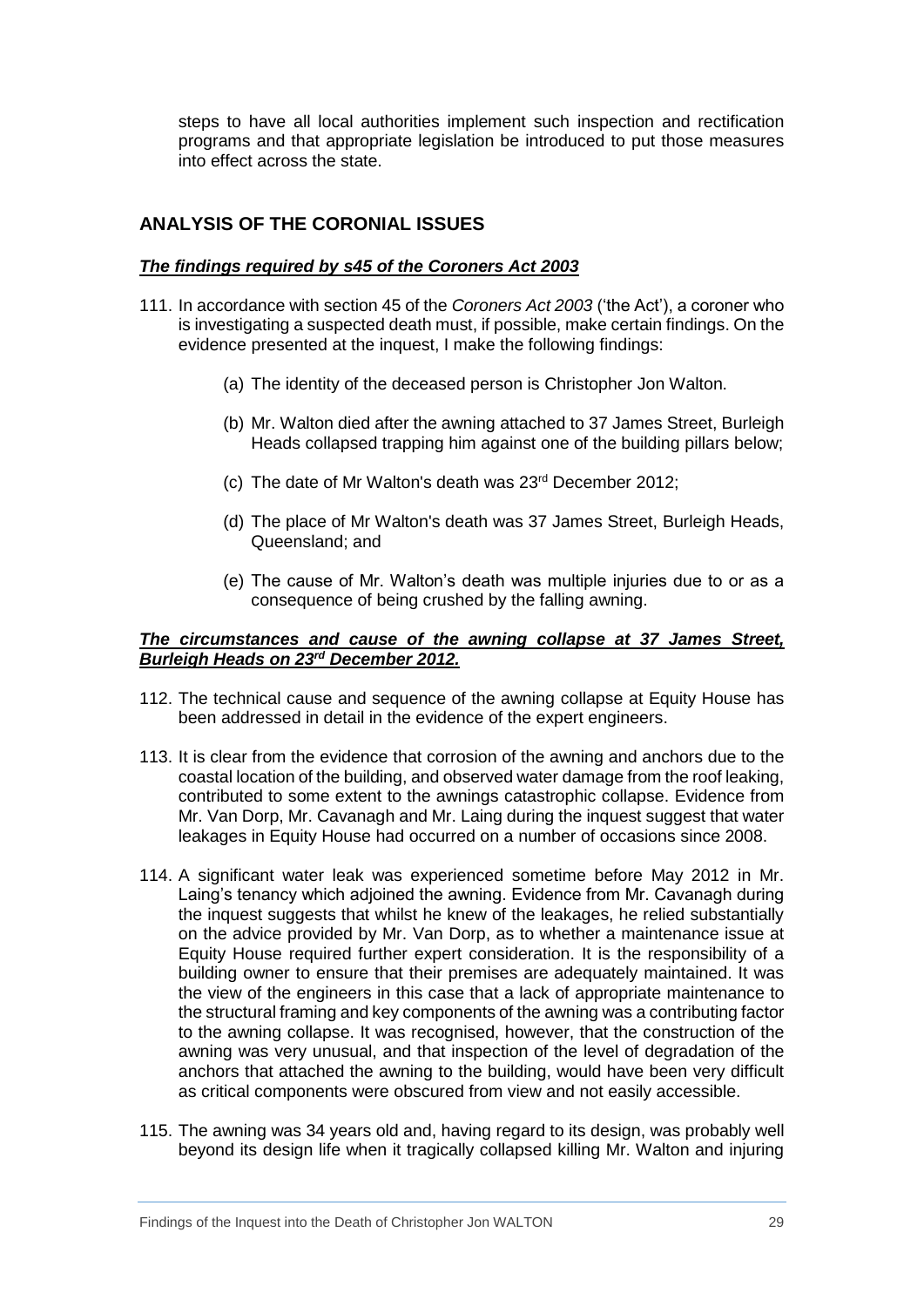steps to have all local authorities implement such inspection and rectification programs and that appropriate legislation be introduced to put those measures into effect across the state.

## ANALYSIS OF THE CORONIAL ISSUES

### ***The findings required by s45 of the Coroners Act 2003***

111. In accordance with section 45 of the *Coroners Act 2003* ('the Act'), a coroner who is investigating a suspected death must, if possible, make certain findings. On the evidence presented at the inquest, I make the following findings:

    (a) The identity of the deceased person is Christopher Jon Walton.

    (b) Mr. Walton died after the awning attached to 37 James Street, Burleigh Heads collapsed trapping him against one of the building pillars below;

    (c) The date of Mr Walton's death was 23rd December 2012;

    (d) The place of Mr Walton's death was 37 James Street, Burleigh Heads, Queensland; and

    (e) The cause of Mr. Walton's death was multiple injuries due to or as a consequence of being crushed by the falling awning.

### ***The circumstances and cause of the awning collapse at 37 James Street, Burleigh Heads on 23rd December 2012.***

112. The technical cause and sequence of the awning collapse at Equity House has been addressed in detail in the evidence of the expert engineers.

113. It is clear from the evidence that corrosion of the awning and anchors due to the coastal location of the building, and observed water damage from the roof leaking, contributed to some extent to the awnings catastrophic collapse. Evidence from Mr. Van Dorp, Mr. Cavanagh and Mr. Laing during the inquest suggest that water leakages in Equity House had occurred on a number of occasions since 2008.

114. A significant water leak was experienced sometime before May 2012 in Mr. Laing's tenancy which adjoined the awning. Evidence from Mr. Cavanagh during the inquest suggests that whilst he knew of the leakages, he relied substantially on the advice provided by Mr. Van Dorp, as to whether a maintenance issue at Equity House required further expert consideration. It is the responsibility of a building owner to ensure that their premises are adequately maintained. It was the view of the engineers in this case that a lack of appropriate maintenance to the structural framing and key components of the awning was a contributing factor to the awning collapse. It was recognised, however, that the construction of the awning was very unusual, and that inspection of the level of degradation of the anchors that attached the awning to the building, would have been very difficult as critical components were obscured from view and not easily accessible.

115. The awning was 34 years old and, having regard to its design, was probably well beyond its design life when it tragically collapsed killing Mr. Walton and injuring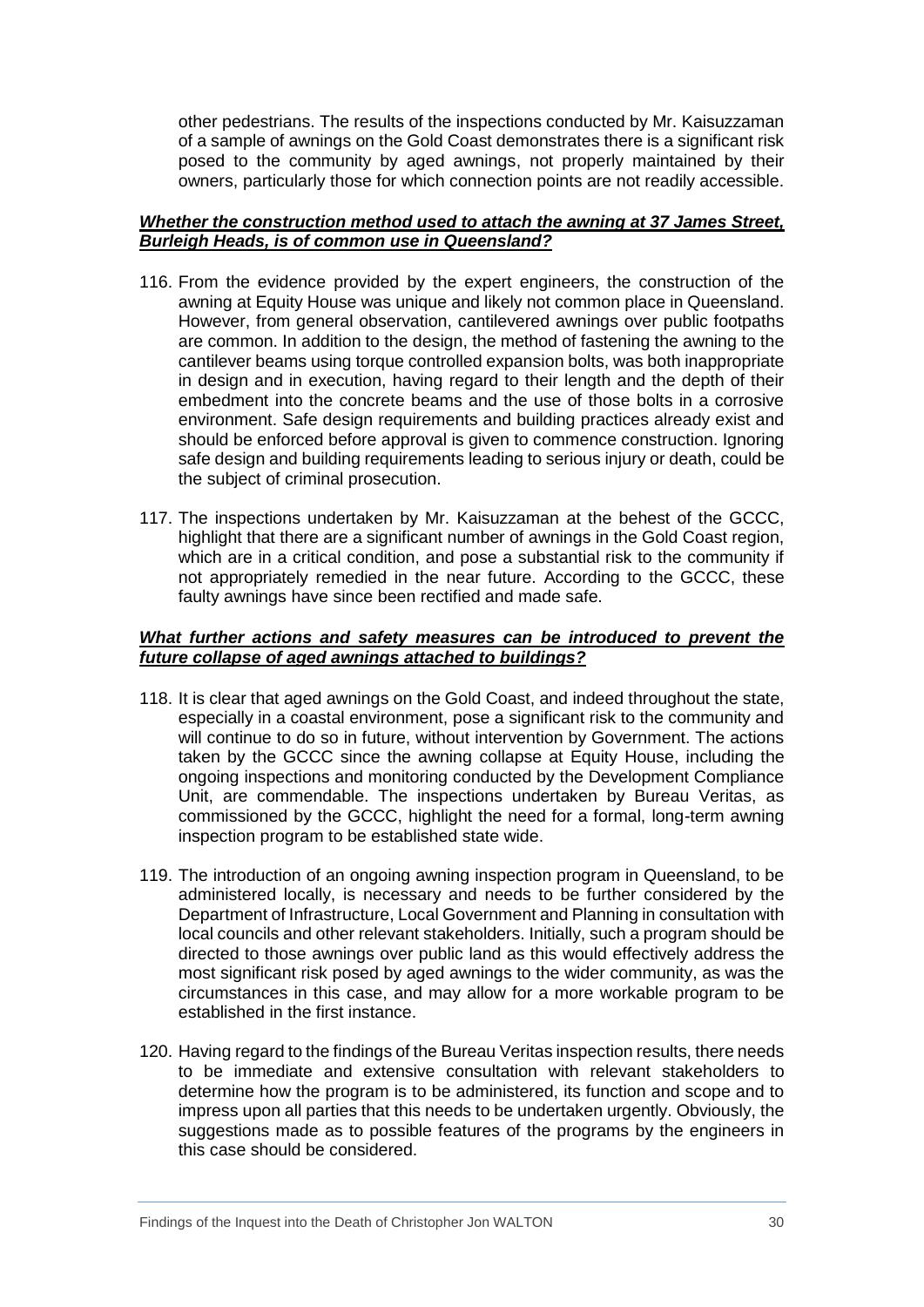other pedestrians. The results of the inspections conducted by Mr. Kaisuzzaman of a sample of awnings on the Gold Coast demonstrates there is a significant risk posed to the community by aged awnings, not properly maintained by their owners, particularly those for which connection points are not readily accessible.

***Whether the construction method used to attach the awning at 37 James Street, Burleigh Heads, is of common use in Queensland?***

116. From the evidence provided by the expert engineers, the construction of the awning at Equity House was unique and likely not common place in Queensland. However, from general observation, cantilevered awnings over public footpaths are common. In addition to the design, the method of fastening the awning to the cantilever beams using torque controlled expansion bolts, was both inappropriate in design and in execution, having regard to their length and the depth of their embedment into the concrete beams and the use of those bolts in a corrosive environment. Safe design requirements and building practices already exist and should be enforced before approval is given to commence construction. Ignoring safe design and building requirements leading to serious injury or death, could be the subject of criminal prosecution.

117. The inspections undertaken by Mr. Kaisuzzaman at the behest of the GCCC, highlight that there are a significant number of awnings in the Gold Coast region, which are in a critical condition, and pose a substantial risk to the community if not appropriately remedied in the near future. According to the GCCC, these faulty awnings have since been rectified and made safe.

***What further actions and safety measures can be introduced to prevent the future collapse of aged awnings attached to buildings?***

118. It is clear that aged awnings on the Gold Coast, and indeed throughout the state, especially in a coastal environment, pose a significant risk to the community and will continue to do so in future, without intervention by Government. The actions taken by the GCCC since the awning collapse at Equity House, including the ongoing inspections and monitoring conducted by the Development Compliance Unit, are commendable. The inspections undertaken by Bureau Veritas, as commissioned by the GCCC, highlight the need for a formal, long-term awning inspection program to be established state wide.

119. The introduction of an ongoing awning inspection program in Queensland, to be administered locally, is necessary and needs to be further considered by the Department of Infrastructure, Local Government and Planning in consultation with local councils and other relevant stakeholders. Initially, such a program should be directed to those awnings over public land as this would effectively address the most significant risk posed by aged awnings to the wider community, as was the circumstances in this case, and may allow for a more workable program to be established in the first instance.

120. Having regard to the findings of the Bureau Veritas inspection results, there needs to be immediate and extensive consultation with relevant stakeholders to determine how the program is to be administered, its function and scope and to impress upon all parties that this needs to be undertaken urgently. Obviously, the suggestions made as to possible features of the programs by the engineers in this case should be considered.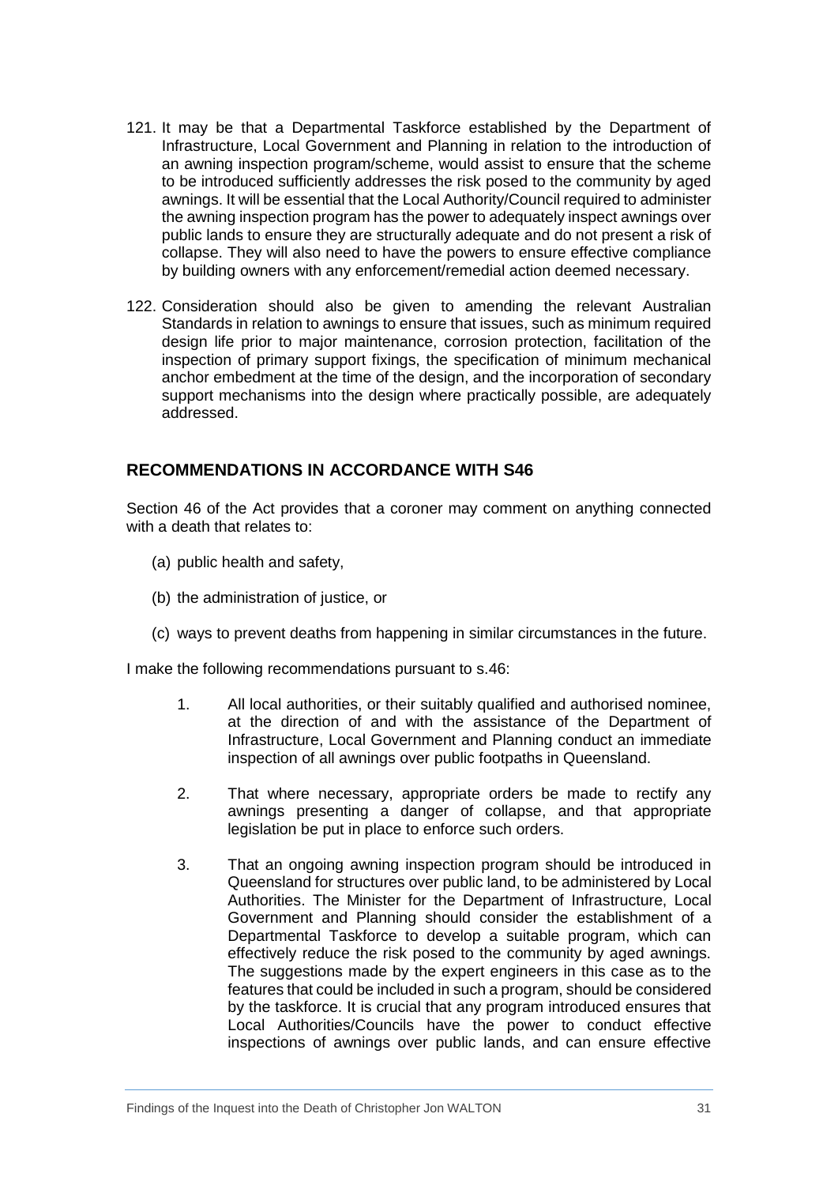121. It may be that a Departmental Taskforce established by the Department of Infrastructure, Local Government and Planning in relation to the introduction of an awning inspection program/scheme, would assist to ensure that the scheme to be introduced sufficiently addresses the risk posed to the community by aged awnings. It will be essential that the Local Authority/Council required to administer the awning inspection program has the power to adequately inspect awnings over public lands to ensure they are structurally adequate and do not present a risk of collapse. They will also need to have the powers to ensure effective compliance by building owners with any enforcement/remedial action deemed necessary.

122. Consideration should also be given to amending the relevant Australian Standards in relation to awnings to ensure that issues, such as minimum required design life prior to major maintenance, corrosion protection, facilitation of the inspection of primary support fixings, the specification of minimum mechanical anchor embedment at the time of the design, and the incorporation of secondary support mechanisms into the design where practically possible, are adequately addressed.

## RECOMMENDATIONS IN ACCORDANCE WITH S46

Section 46 of the Act provides that a coroner may comment on anything connected with a death that relates to:

(a) public health and safety,

(b) the administration of justice, or

(c) ways to prevent deaths from happening in similar circumstances in the future.

I make the following recommendations pursuant to s.46:

1. All local authorities, or their suitably qualified and authorised nominee, at the direction of and with the assistance of the Department of Infrastructure, Local Government and Planning conduct an immediate inspection of all awnings over public footpaths in Queensland.

2. That where necessary, appropriate orders be made to rectify any awnings presenting a danger of collapse, and that appropriate legislation be put in place to enforce such orders.

3. That an ongoing awning inspection program should be introduced in Queensland for structures over public land, to be administered by Local Authorities. The Minister for the Department of Infrastructure, Local Government and Planning should consider the establishment of a Departmental Taskforce to develop a suitable program, which can effectively reduce the risk posed to the community by aged awnings. The suggestions made by the expert engineers in this case as to the features that could be included in such a program, should be considered by the taskforce. It is crucial that any program introduced ensures that Local Authorities/Councils have the power to conduct effective inspections of awnings over public lands, and can ensure effective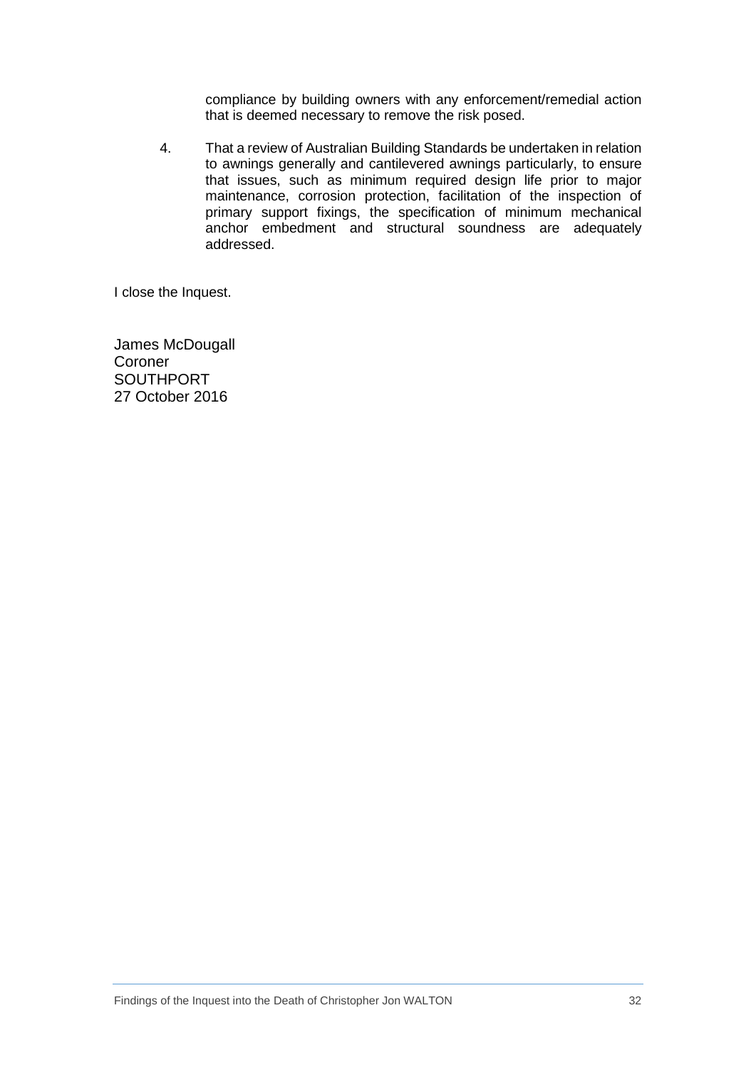compliance by building owners with any enforcement/remedial action that is deemed necessary to remove the risk posed.

4. That a review of Australian Building Standards be undertaken in relation to awnings generally and cantilevered awnings particularly, to ensure that issues, such as minimum required design life prior to major maintenance, corrosion protection, facilitation of the inspection of primary support fixings, the specification of minimum mechanical anchor embedment and structural soundness are adequately addressed.

I close the Inquest.

James McDougall
Coroner
SOUTHPORT
27 October 2016